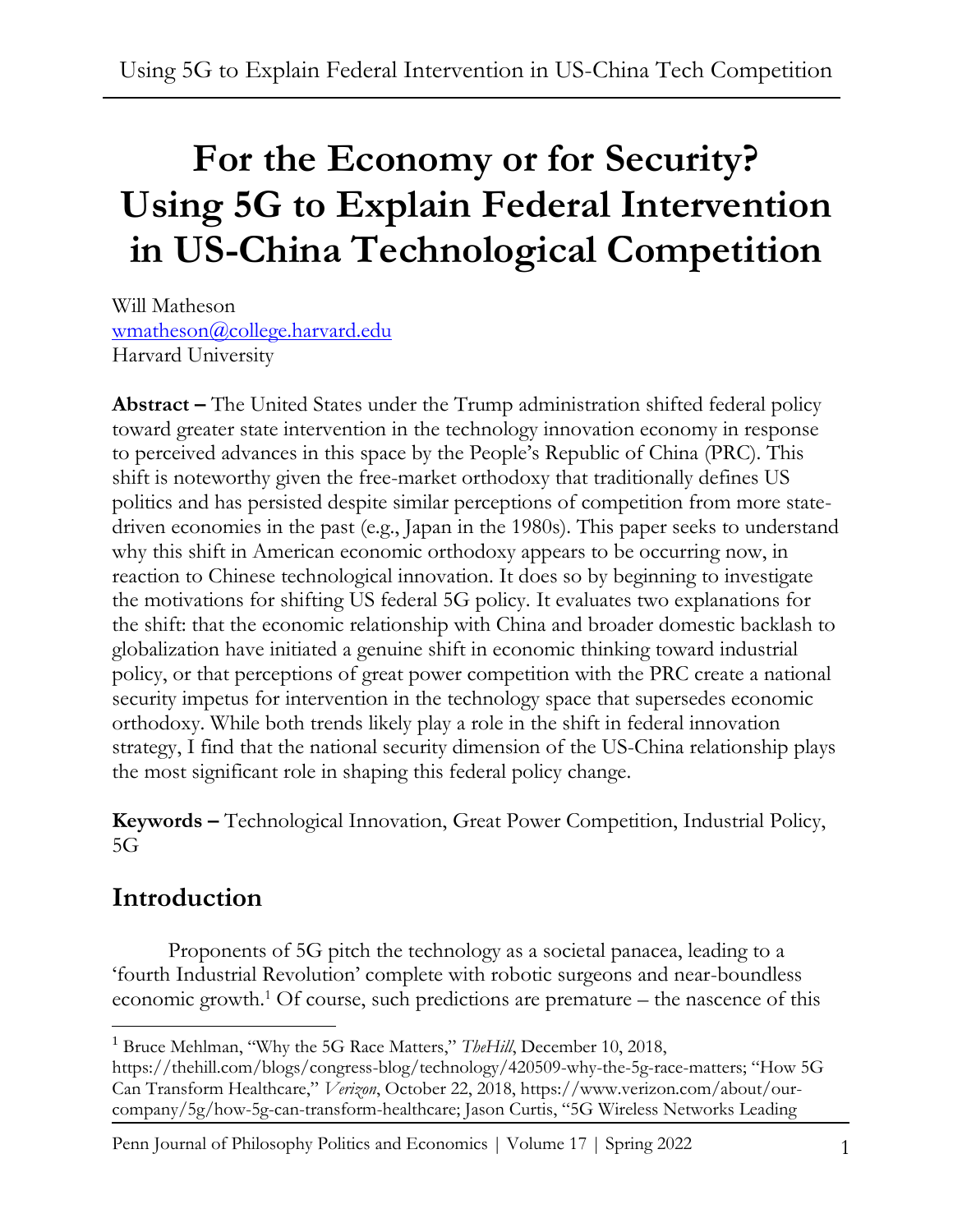# For the Economy or for Security? Using 5G to Explain Federal Intervention in US-China Technological Competition

Will Matheson
wmatheson@college.harvard.edu
Harvard University

**Abstract –** The United States under the Trump administration shifted federal policy toward greater state intervention in the technology innovation economy in response to perceived advances in this space by the People's Republic of China (PRC). This shift is noteworthy given the free-market orthodoxy that traditionally defines US politics and has persisted despite similar perceptions of competition from more state-driven economies in the past (e.g., Japan in the 1980s). This paper seeks to understand why this shift in American economic orthodoxy appears to be occurring now, in reaction to Chinese technological innovation. It does so by beginning to investigate the motivations for shifting US federal 5G policy. It evaluates two explanations for the shift: that the economic relationship with China and broader domestic backlash to globalization have initiated a genuine shift in economic thinking toward industrial policy, or that perceptions of great power competition with the PRC create a national security impetus for intervention in the technology space that supersedes economic orthodoxy. While both trends likely play a role in the shift in federal innovation strategy, I find that the national security dimension of the US-China relationship plays the most significant role in shaping this federal policy change.

**Keywords –** Technological Innovation, Great Power Competition, Industrial Policy, 5G

## Introduction

Proponents of 5G pitch the technology as a societal panacea, leading to a 'fourth Industrial Revolution' complete with robotic surgeons and near-boundless economic growth.[1] Of course, such predictions are premature – the nascence of this

[1] Bruce Mehlman, "Why the 5G Race Matters," *TheHill*, December 10, 2018, https://thehill.com/blogs/congress-blog/technology/420509-why-the-5g-race-matters; "How 5G Can Transform Healthcare," *Verizon*, October 22, 2018, https://www.verizon.com/about/our-company/5g/how-5g-can-transform-healthcare; Jason Curtis, "5G Wireless Networks Leading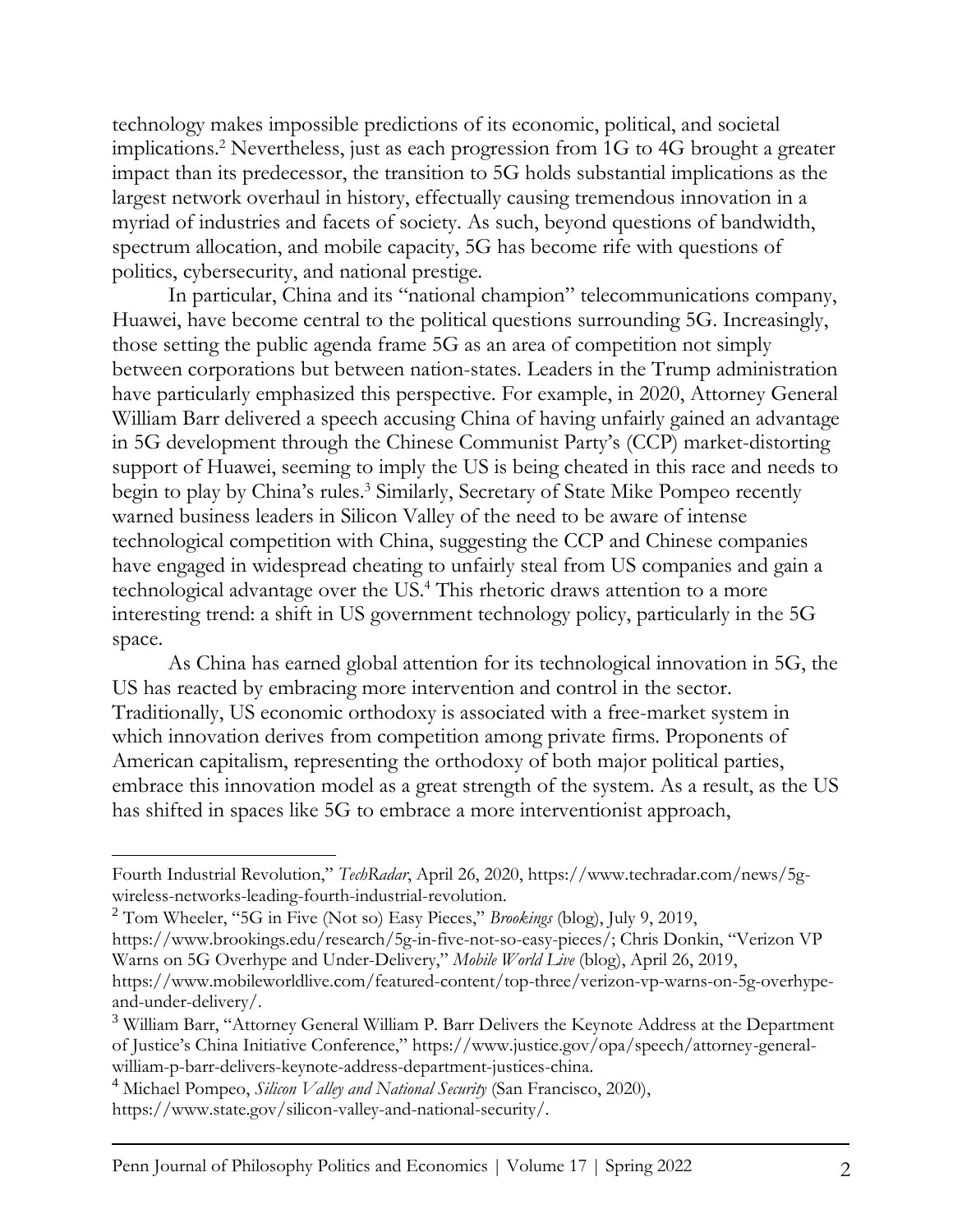technology makes impossible predictions of its economic, political, and societal implications.[2] Nevertheless, just as each progression from 1G to 4G brought a greater impact than its predecessor, the transition to 5G holds substantial implications as the largest network overhaul in history, effectually causing tremendous innovation in a myriad of industries and facets of society. As such, beyond questions of bandwidth, spectrum allocation, and mobile capacity, 5G has become rife with questions of politics, cybersecurity, and national prestige.

In particular, China and its "national champion" telecommunications company, Huawei, have become central to the political questions surrounding 5G. Increasingly, those setting the public agenda frame 5G as an area of competition not simply between corporations but between nation-states. Leaders in the Trump administration have particularly emphasized this perspective. For example, in 2020, Attorney General William Barr delivered a speech accusing China of having unfairly gained an advantage in 5G development through the Chinese Communist Party's (CCP) market-distorting support of Huawei, seeming to imply the US is being cheated in this race and needs to begin to play by China's rules.[3] Similarly, Secretary of State Mike Pompeo recently warned business leaders in Silicon Valley of the need to be aware of intense technological competition with China, suggesting the CCP and Chinese companies have engaged in widespread cheating to unfairly steal from US companies and gain a technological advantage over the US.[4] This rhetoric draws attention to a more interesting trend: a shift in US government technology policy, particularly in the 5G space.

As China has earned global attention for its technological innovation in 5G, the US has reacted by embracing more intervention and control in the sector. Traditionally, US economic orthodoxy is associated with a free-market system in which innovation derives from competition among private firms. Proponents of American capitalism, representing the orthodoxy of both major political parties, embrace this innovation model as a great strength of the system. As a result, as the US has shifted in spaces like 5G to embrace a more interventionist approach,

---

Fourth Industrial Revolution," *TechRadar*, April 26, 2020, https://www.techradar.com/news/5g-wireless-networks-leading-fourth-industrial-revolution.

[2] Tom Wheeler, "5G in Five (Not so) Easy Pieces," *Brookings* (blog), July 9, 2019, https://www.brookings.edu/research/5g-in-five-not-so-easy-pieces/; Chris Donkin, "Verizon VP Warns on 5G Overhype and Under-Delivery," *Mobile World Live* (blog), April 26, 2019, https://www.mobileworldlive.com/featured-content/top-three/verizon-vp-warns-on-5g-overhype-and-under-delivery/.

[3] William Barr, "Attorney General William P. Barr Delivers the Keynote Address at the Department of Justice's China Initiative Conference," https://www.justice.gov/opa/speech/attorney-general-william-p-barr-delivers-keynote-address-department-justices-china.

[4] Michael Pompeo, *Silicon Valley and National Security* (San Francisco, 2020), https://www.state.gov/silicon-valley-and-national-security/.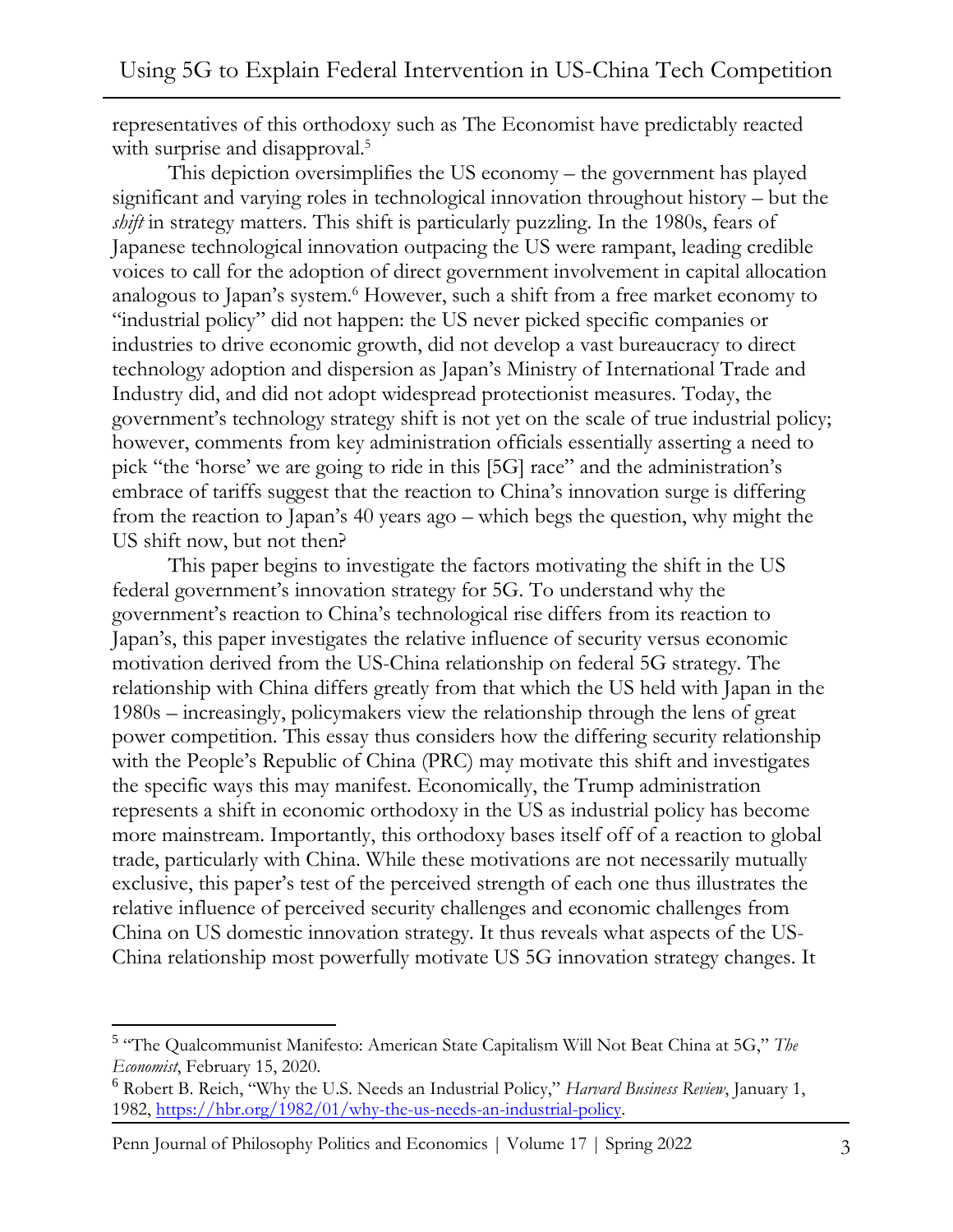representatives of this orthodoxy such as The Economist have predictably reacted with surprise and disapproval.[5]

This depiction oversimplifies the US economy – the government has played significant and varying roles in technological innovation throughout history – but the *shift* in strategy matters. This shift is particularly puzzling. In the 1980s, fears of Japanese technological innovation outpacing the US were rampant, leading credible voices to call for the adoption of direct government involvement in capital allocation analogous to Japan's system.[6] However, such a shift from a free market economy to "industrial policy" did not happen: the US never picked specific companies or industries to drive economic growth, did not develop a vast bureaucracy to direct technology adoption and dispersion as Japan's Ministry of International Trade and Industry did, and did not adopt widespread protectionist measures. Today, the government's technology strategy shift is not yet on the scale of true industrial policy; however, comments from key administration officials essentially asserting a need to pick "the 'horse' we are going to ride in this [5G] race" and the administration's embrace of tariffs suggest that the reaction to China's innovation surge is differing from the reaction to Japan's 40 years ago – which begs the question, why might the US shift now, but not then?

This paper begins to investigate the factors motivating the shift in the US federal government's innovation strategy for 5G. To understand why the government's reaction to China's technological rise differs from its reaction to Japan's, this paper investigates the relative influence of security versus economic motivation derived from the US-China relationship on federal 5G strategy. The relationship with China differs greatly from that which the US held with Japan in the 1980s – increasingly, policymakers view the relationship through the lens of great power competition. This essay thus considers how the differing security relationship with the People's Republic of China (PRC) may motivate this shift and investigates the specific ways this may manifest. Economically, the Trump administration represents a shift in economic orthodoxy in the US as industrial policy has become more mainstream. Importantly, this orthodoxy bases itself off of a reaction to global trade, particularly with China. While these motivations are not necessarily mutually exclusive, this paper's test of the perceived strength of each one thus illustrates the relative influence of perceived security challenges and economic challenges from China on US domestic innovation strategy. It thus reveals what aspects of the US-China relationship most powerfully motivate US 5G innovation strategy changes. It

---

[5] "The Qualcommunist Manifesto: American State Capitalism Will Not Beat China at 5G," *The Economist*, February 15, 2020.

[6] Robert B. Reich, "Why the U.S. Needs an Industrial Policy," *Harvard Business Review*, January 1, 1982, https://hbr.org/1982/01/why-the-us-needs-an-industrial-policy.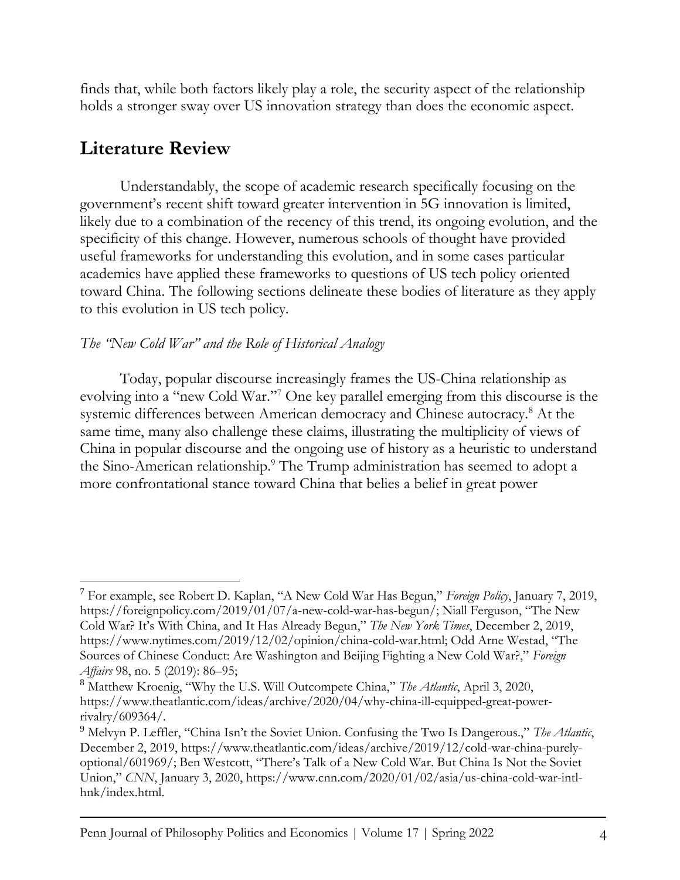finds that, while both factors likely play a role, the security aspect of the relationship holds a stronger sway over US innovation strategy than does the economic aspect.

## Literature Review

Understandably, the scope of academic research specifically focusing on the government's recent shift toward greater intervention in 5G innovation is limited, likely due to a combination of the recency of this trend, its ongoing evolution, and the specificity of this change. However, numerous schools of thought have provided useful frameworks for understanding this evolution, and in some cases particular academics have applied these frameworks to questions of US tech policy oriented toward China. The following sections delineate these bodies of literature as they apply to this evolution in US tech policy.

*The "New Cold War" and the Role of Historical Analogy*

Today, popular discourse increasingly frames the US-China relationship as evolving into a "new Cold War."[7] One key parallel emerging from this discourse is the systemic differences between American democracy and Chinese autocracy.[8] At the same time, many also challenge these claims, illustrating the multiplicity of views of China in popular discourse and the ongoing use of history as a heuristic to understand the Sino-American relationship.[9] The Trump administration has seemed to adopt a more confrontational stance toward China that belies a belief in great power

---

[7] For example, see Robert D. Kaplan, "A New Cold War Has Begun," *Foreign Policy*, January 7, 2019, https://foreignpolicy.com/2019/01/07/a-new-cold-war-has-begun/; Niall Ferguson, "The New Cold War? It's With China, and It Has Already Begun," *The New York Times*, December 2, 2019, https://www.nytimes.com/2019/12/02/opinion/china-cold-war.html; Odd Arne Westad, "The Sources of Chinese Conduct: Are Washington and Beijing Fighting a New Cold War?," *Foreign Affairs* 98, no. 5 (2019): 86–95;

[8] Matthew Kroenig, "Why the U.S. Will Outcompete China," *The Atlantic*, April 3, 2020, https://www.theatlantic.com/ideas/archive/2020/04/why-china-ill-equipped-great-power-rivalry/609364/.

[9] Melvyn P. Leffler, "China Isn't the Soviet Union. Confusing the Two Is Dangerous.," *The Atlantic*, December 2, 2019, https://www.theatlantic.com/ideas/archive/2019/12/cold-war-china-purely-optional/601969/; Ben Westcott, "There's Talk of a New Cold War. But China Is Not the Soviet Union," *CNN*, January 3, 2020, https://www.cnn.com/2020/01/02/asia/us-china-cold-war-intl-hnk/index.html.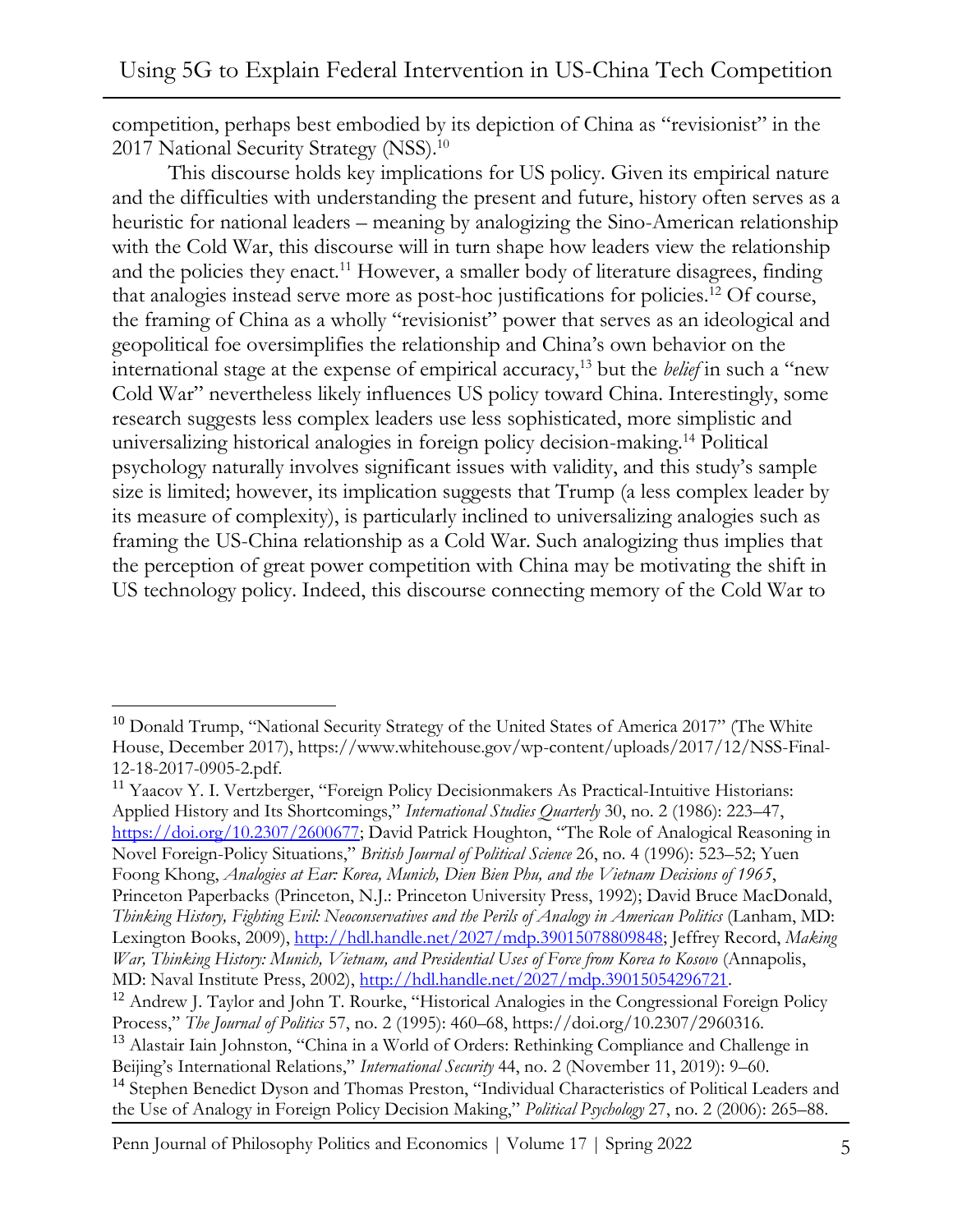competition, perhaps best embodied by its depiction of China as "revisionist" in the 2017 National Security Strategy (NSS).[10]

This discourse holds key implications for US policy. Given its empirical nature and the difficulties with understanding the present and future, history often serves as a heuristic for national leaders – meaning by analogizing the Sino-American relationship with the Cold War, this discourse will in turn shape how leaders view the relationship and the policies they enact.[11] However, a smaller body of literature disagrees, finding that analogies instead serve more as post-hoc justifications for policies.[12] Of course, the framing of China as a wholly "revisionist" power that serves as an ideological and geopolitical foe oversimplifies the relationship and China's own behavior on the international stage at the expense of empirical accuracy,[13] but the *belief* in such a "new Cold War" nevertheless likely influences US policy toward China. Interestingly, some research suggests less complex leaders use less sophisticated, more simplistic and universalizing historical analogies in foreign policy decision-making.[14] Political psychology naturally involves significant issues with validity, and this study's sample size is limited; however, its implication suggests that Trump (a less complex leader by its measure of complexity), is particularly inclined to universalizing analogies such as framing the US-China relationship as a Cold War. Such analogizing thus implies that the perception of great power competition with China may be motivating the shift in US technology policy. Indeed, this discourse connecting memory of the Cold War to

---

[10] Donald Trump, "National Security Strategy of the United States of America 2017" (The White House, December 2017), https://www.whitehouse.gov/wp-content/uploads/2017/12/NSS-Final-12-18-2017-0905-2.pdf.

[11] Yaacov Y. I. Vertzberger, "Foreign Policy Decisionmakers As Practical-Intuitive Historians: Applied History and Its Shortcomings," *International Studies Quarterly* 30, no. 2 (1986): 223–47, https://doi.org/10.2307/2600677; David Patrick Houghton, "The Role of Analogical Reasoning in Novel Foreign-Policy Situations," *British Journal of Political Science* 26, no. 4 (1996): 523–52; Yuen Foong Khong, *Analogies at War: Korea, Munich, Dien Bien Phu, and the Vietnam Decisions of 1965*, Princeton Paperbacks (Princeton, N.J.: Princeton University Press, 1992); David Bruce MacDonald, *Thinking History, Fighting Evil: Neoconservatives and the Perils of Analogy in American Politics* (Lanham, MD: Lexington Books, 2009), http://hdl.handle.net/2027/mdp.39015078809848; Jeffrey Record, *Making War, Thinking History: Munich, Vietnam, and Presidential Uses of Force from Korea to Kosovo* (Annapolis, MD: Naval Institute Press, 2002), http://hdl.handle.net/2027/mdp.39015054296721.

[12] Andrew J. Taylor and John T. Rourke, "Historical Analogies in the Congressional Foreign Policy Process," *The Journal of Politics* 57, no. 2 (1995): 460–68, https://doi.org/10.2307/2960316.

[13] Alastair Iain Johnston, "China in a World of Orders: Rethinking Compliance and Challenge in Beijing's International Relations," *International Security* 44, no. 2 (November 11, 2019): 9–60.

[14] Stephen Benedict Dyson and Thomas Preston, "Individual Characteristics of Political Leaders and the Use of Analogy in Foreign Policy Decision Making," *Political Psychology* 27, no. 2 (2006): 265–88.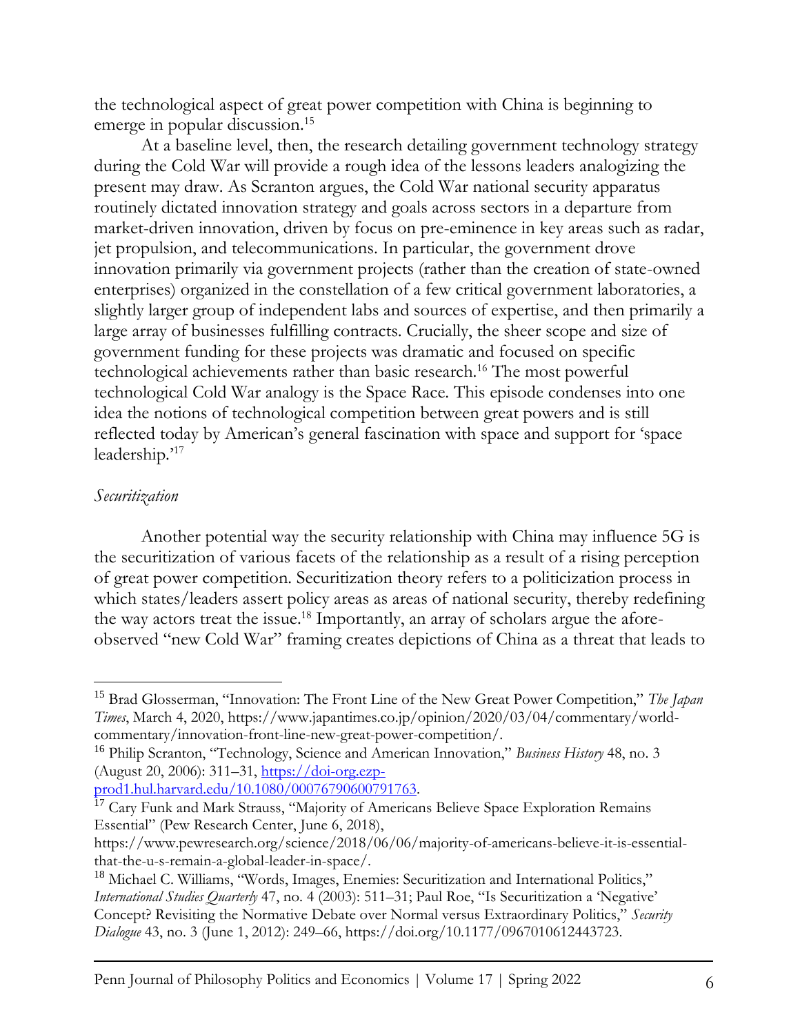the technological aspect of great power competition with China is beginning to emerge in popular discussion.[15]

At a baseline level, then, the research detailing government technology strategy during the Cold War will provide a rough idea of the lessons leaders analogizing the present may draw. As Scranton argues, the Cold War national security apparatus routinely dictated innovation strategy and goals across sectors in a departure from market-driven innovation, driven by focus on pre-eminence in key areas such as radar, jet propulsion, and telecommunications. In particular, the government drove innovation primarily via government projects (rather than the creation of state-owned enterprises) organized in the constellation of a few critical government laboratories, a slightly larger group of independent labs and sources of expertise, and then primarily a large array of businesses fulfilling contracts. Crucially, the sheer scope and size of government funding for these projects was dramatic and focused on specific technological achievements rather than basic research.[16] The most powerful technological Cold War analogy is the Space Race. This episode condenses into one idea the notions of technological competition between great powers and is still reflected today by American's general fascination with space and support for 'space leadership.'[17]

*Securitization*

Another potential way the security relationship with China may influence 5G is the securitization of various facets of the relationship as a result of a rising perception of great power competition. Securitization theory refers to a politicization process in which states/leaders assert policy areas as areas of national security, thereby redefining the way actors treat the issue.[18] Importantly, an array of scholars argue the afore-observed "new Cold War" framing creates depictions of China as a threat that leads to

---

[15] Brad Glosserman, "Innovation: The Front Line of the New Great Power Competition," *The Japan Times*, March 4, 2020, https://www.japantimes.co.jp/opinion/2020/03/04/commentary/world-commentary/innovation-front-line-new-great-power-competition/.

[16] Philip Scranton, "Technology, Science and American Innovation," *Business History* 48, no. 3 (August 20, 2006): 311–31, https://doi-org.ezp-prod1.hul.harvard.edu/10.1080/00076790600791763.

[17] Cary Funk and Mark Strauss, "Majority of Americans Believe Space Exploration Remains Essential" (Pew Research Center, June 6, 2018), https://www.pewresearch.org/science/2018/06/06/majority-of-americans-believe-it-is-essential-that-the-u-s-remain-a-global-leader-in-space/.

[18] Michael C. Williams, "Words, Images, Enemies: Securitization and International Politics," *International Studies Quarterly* 47, no. 4 (2003): 511–31; Paul Roe, "Is Securitization a 'Negative' Concept? Revisiting the Normative Debate over Normal versus Extraordinary Politics," *Security Dialogue* 43, no. 3 (June 1, 2012): 249–66, https://doi.org/10.1177/0967010612443723.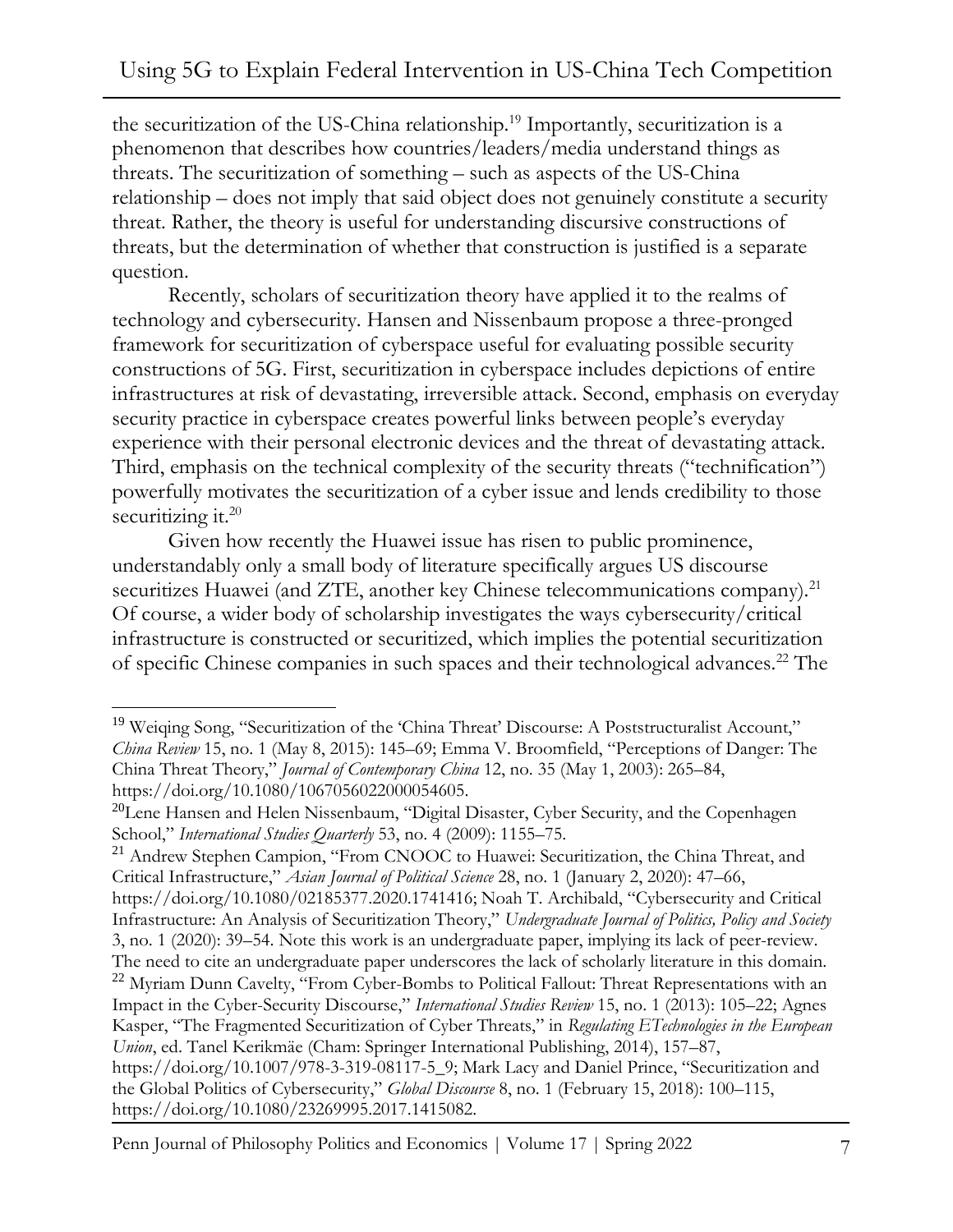the securitization of the US-China relationship.[19] Importantly, securitization is a phenomenon that describes how countries/leaders/media understand things as threats. The securitization of something – such as aspects of the US-China relationship – does not imply that said object does not genuinely constitute a security threat. Rather, the theory is useful for understanding discursive constructions of threats, but the determination of whether that construction is justified is a separate question.

Recently, scholars of securitization theory have applied it to the realms of technology and cybersecurity. Hansen and Nissenbaum propose a three-pronged framework for securitization of cyberspace useful for evaluating possible security constructions of 5G. First, securitization in cyberspace includes depictions of entire infrastructures at risk of devastating, irreversible attack. Second, emphasis on everyday security practice in cyberspace creates powerful links between people's everyday experience with their personal electronic devices and the threat of devastating attack. Third, emphasis on the technical complexity of the security threats ("technification") powerfully motivates the securitization of a cyber issue and lends credibility to those securitizing it.[20]

Given how recently the Huawei issue has risen to public prominence, understandably only a small body of literature specifically argues US discourse securitizes Huawei (and ZTE, another key Chinese telecommunications company).[21] Of course, a wider body of scholarship investigates the ways cybersecurity/critical infrastructure is constructed or securitized, which implies the potential securitization of specific Chinese companies in such spaces and their technological advances.[22] The

---

[19] Weiqing Song, "Securitization of the 'China Threat' Discourse: A Poststructuralist Account," *China Review* 15, no. 1 (May 8, 2015): 145–69; Emma V. Broomfield, "Perceptions of Danger: The China Threat Theory," *Journal of Contemporary China* 12, no. 35 (May 1, 2003): 265–84, https://doi.org/10.1080/1067056022000054605.

[20] Lene Hansen and Helen Nissenbaum, "Digital Disaster, Cyber Security, and the Copenhagen School," *International Studies Quarterly* 53, no. 4 (2009): 1155–75.

[21] Andrew Stephen Campion, "From CNOOC to Huawei: Securitization, the China Threat, and Critical Infrastructure," *Asian Journal of Political Science* 28, no. 1 (January 2, 2020): 47–66, https://doi.org/10.1080/02185377.2020.1741416; Noah T. Archibald, "Cybersecurity and Critical Infrastructure: An Analysis of Securitization Theory," *Undergraduate Journal of Politics, Policy and Society* 3, no. 1 (2020): 39–54. Note this work is an undergraduate paper, implying its lack of peer-review. The need to cite an undergraduate paper underscores the lack of scholarly literature in this domain.

[22] Myriam Dunn Cavelty, "From Cyber-Bombs to Political Fallout: Threat Representations with an Impact in the Cyber-Security Discourse," *International Studies Review* 15, no. 1 (2013): 105–22; Agnes Kasper, "The Fragmented Securitization of Cyber Threats," in *Regulating ETechnologies in the European Union*, ed. Tanel Kerikmäe (Cham: Springer International Publishing, 2014), 157–87, https://doi.org/10.1007/978-3-319-08117-5_9; Mark Lacy and Daniel Prince, "Securitization and the Global Politics of Cybersecurity," *Global Discourse* 8, no. 1 (February 15, 2018): 100–115, https://doi.org/10.1080/23269995.2017.1415082.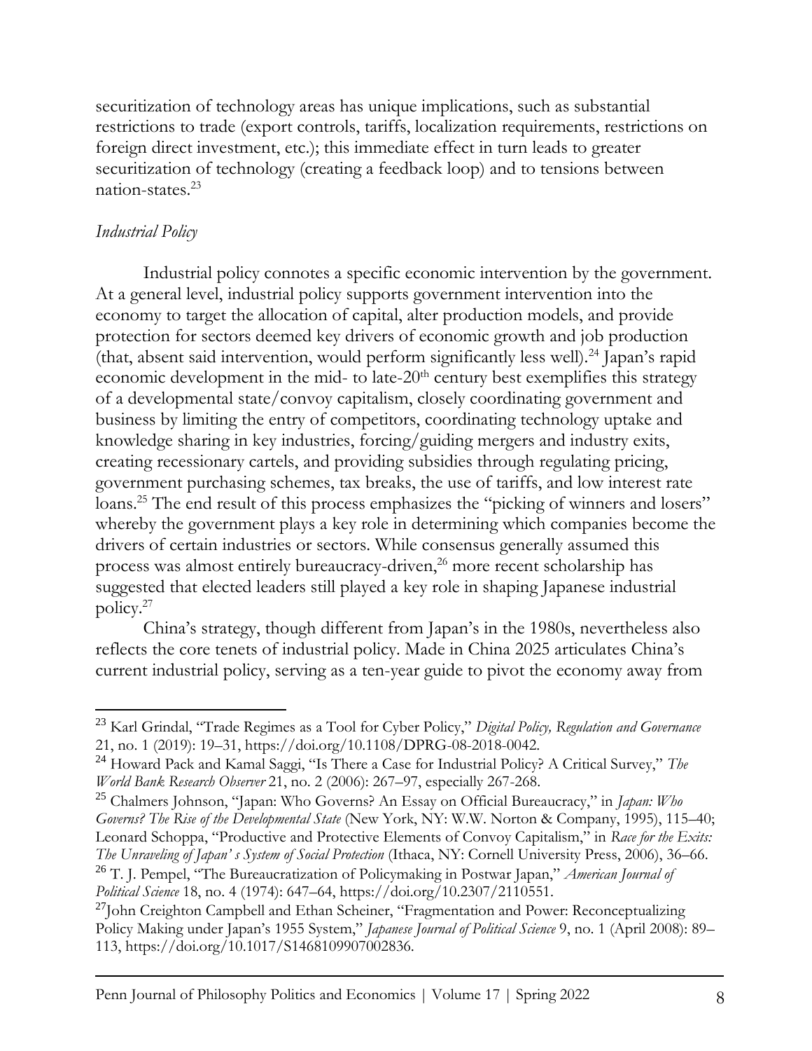securitization of technology areas has unique implications, such as substantial restrictions to trade (export controls, tariffs, localization requirements, restrictions on foreign direct investment, etc.); this immediate effect in turn leads to greater securitization of technology (creating a feedback loop) and to tensions between nation-states.[23]

### *Industrial Policy*

Industrial policy connotes a specific economic intervention by the government. At a general level, industrial policy supports government intervention into the economy to target the allocation of capital, alter production models, and provide protection for sectors deemed key drivers of economic growth and job production (that, absent said intervention, would perform significantly less well).[24] Japan's rapid economic development in the mid- to late-20th century best exemplifies this strategy of a developmental state/convoy capitalism, closely coordinating government and business by limiting the entry of competitors, coordinating technology uptake and knowledge sharing in key industries, forcing/guiding mergers and industry exits, creating recessionary cartels, and providing subsidies through regulating pricing, government purchasing schemes, tax breaks, the use of tariffs, and low interest rate loans.[25] The end result of this process emphasizes the "picking of winners and losers" whereby the government plays a key role in determining which companies become the drivers of certain industries or sectors. While consensus generally assumed this process was almost entirely bureaucracy-driven,[26] more recent scholarship has suggested that elected leaders still played a key role in shaping Japanese industrial policy.[27]

China's strategy, though different from Japan's in the 1980s, nevertheless also reflects the core tenets of industrial policy. Made in China 2025 articulates China's current industrial policy, serving as a ten-year guide to pivot the economy away from

---

[23] Karl Grindal, "Trade Regimes as a Tool for Cyber Policy," *Digital Policy, Regulation and Governance* 21, no. 1 (2019): 19–31, https://doi.org/10.1108/DPRG-08-2018-0042.

[24] Howard Pack and Kamal Saggi, "Is There a Case for Industrial Policy? A Critical Survey," *The World Bank Research Observer* 21, no. 2 (2006): 267–97, especially 267-268.

[25] Chalmers Johnson, "Japan: Who Governs? An Essay on Official Bureaucracy," in *Japan: Who Governs? The Rise of the Developmental State* (New York, NY: W.W. Norton & Company, 1995), 115–40; Leonard Schoppa, "Productive and Protective Elements of Convoy Capitalism," in *Race for the Exits: The Unraveling of Japan' s System of Social Protection* (Ithaca, NY: Cornell University Press, 2006), 36–66.

[26] T. J. Pempel, "The Bureaucratization of Policymaking in Postwar Japan," *American Journal of Political Science* 18, no. 4 (1974): 647–64, https://doi.org/10.2307/2110551.

[27] John Creighton Campbell and Ethan Scheiner, "Fragmentation and Power: Reconceptualizing Policy Making under Japan's 1955 System," *Japanese Journal of Political Science* 9, no. 1 (April 2008): 89–113, https://doi.org/10.1017/S1468109907002836.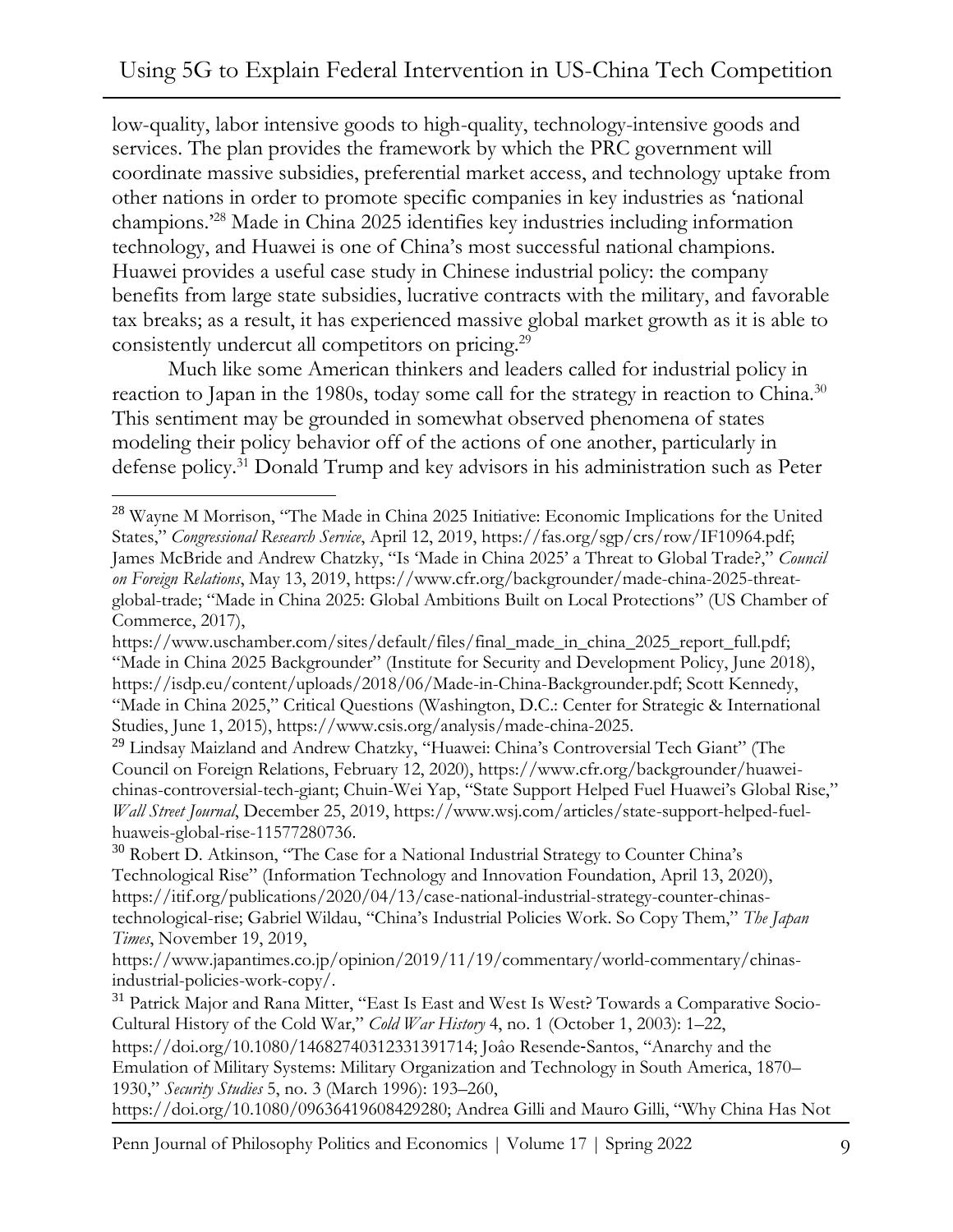low-quality, labor intensive goods to high-quality, technology-intensive goods and services. The plan provides the framework by which the PRC government will coordinate massive subsidies, preferential market access, and technology uptake from other nations in order to promote specific companies in key industries as 'national champions.'[28] Made in China 2025 identifies key industries including information technology, and Huawei is one of China's most successful national champions. Huawei provides a useful case study in Chinese industrial policy: the company benefits from large state subsidies, lucrative contracts with the military, and favorable tax breaks; as a result, it has experienced massive global market growth as it is able to consistently undercut all competitors on pricing.[29]

Much like some American thinkers and leaders called for industrial policy in reaction to Japan in the 1980s, today some call for the strategy in reaction to China.[30] This sentiment may be grounded in somewhat observed phenomena of states modeling their policy behavior off of the actions of one another, particularly in defense policy.[31] Donald Trump and key advisors in his administration such as Peter

---

[28] Wayne M Morrison, "The Made in China 2025 Initiative: Economic Implications for the United States," *Congressional Research Service*, April 12, 2019, https://fas.org/sgp/crs/row/IF10964.pdf; James McBride and Andrew Chatzky, "Is 'Made in China 2025' a Threat to Global Trade?," *Council on Foreign Relations*, May 13, 2019, https://www.cfr.org/backgrounder/made-china-2025-threat-global-trade; "Made in China 2025: Global Ambitions Built on Local Protections" (US Chamber of Commerce, 2017), https://www.uschamber.com/sites/default/files/final_made_in_china_2025_report_full.pdf; "Made in China 2025 Backgrounder" (Institute for Security and Development Policy, June 2018), https://isdp.eu/content/uploads/2018/06/Made-in-China-Backgrounder.pdf; Scott Kennedy, "Made in China 2025," Critical Questions (Washington, D.C.: Center for Strategic & International Studies, June 1, 2015), https://www.csis.org/analysis/made-china-2025.

[29] Lindsay Maizland and Andrew Chatzky, "Huawei: China's Controversial Tech Giant" (The Council on Foreign Relations, February 12, 2020), https://www.cfr.org/backgrounder/huawei-chinas-controversial-tech-giant; Chuin-Wei Yap, "State Support Helped Fuel Huawei's Global Rise," *Wall Street Journal*, December 25, 2019, https://www.wsj.com/articles/state-support-helped-fuel-huaweis-global-rise-11577280736.

[30] Robert D. Atkinson, "The Case for a National Industrial Strategy to Counter China's Technological Rise" (Information Technology and Innovation Foundation, April 13, 2020), https://itif.org/publications/2020/04/13/case-national-industrial-strategy-counter-chinas-technological-rise; Gabriel Wildau, "China's Industrial Policies Work. So Copy Them," *The Japan Times*, November 19, 2019, https://www.japantimes.co.jp/opinion/2019/11/19/commentary/world-commentary/chinas-industrial-policies-work-copy/.

[31] Patrick Major and Rana Mitter, "East Is East and West Is West? Towards a Comparative Socio-Cultural History of the Cold War," *Cold War History* 4, no. 1 (October 1, 2003): 1–22, https://doi.org/10.1080/14682740312331391714; Joâo Resende-Santos, "Anarchy and the Emulation of Military Systems: Military Organization and Technology in South America, 1870–1930," *Security Studies* 5, no. 3 (March 1996): 193–260, https://doi.org/10.1080/09636419608429280; Andrea Gilli and Mauro Gilli, "Why China Has Not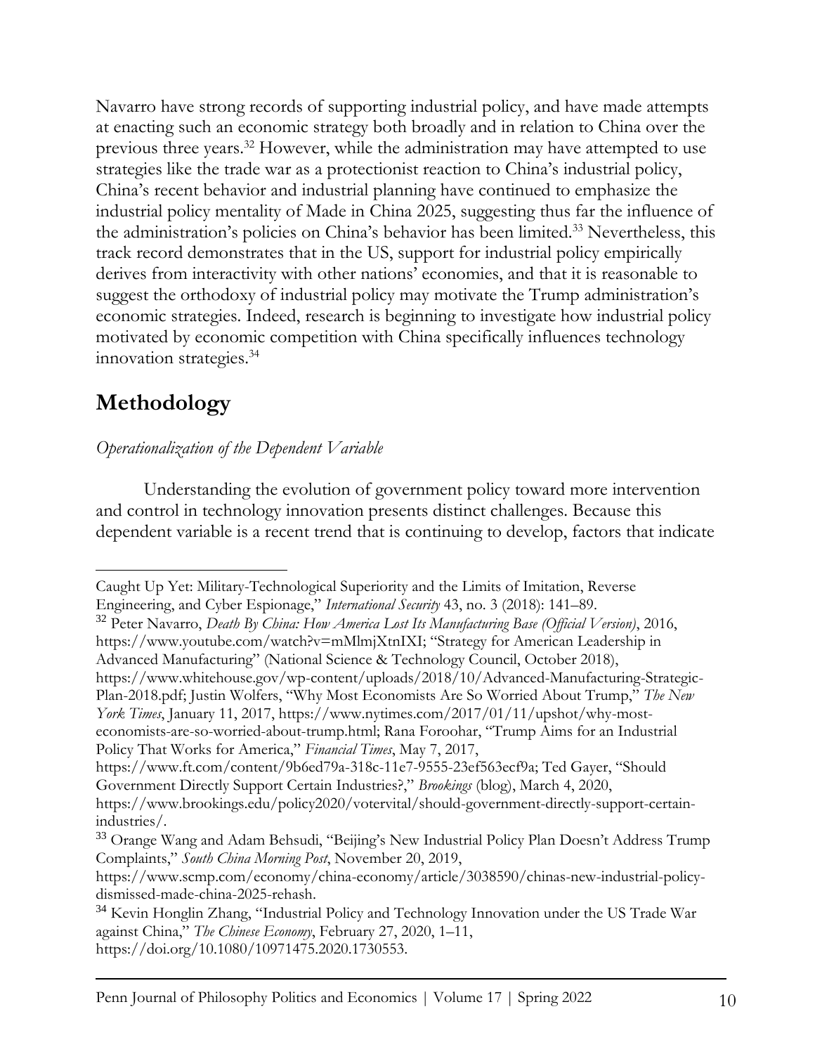Navarro have strong records of supporting industrial policy, and have made attempts at enacting such an economic strategy both broadly and in relation to China over the previous three years.[32] However, while the administration may have attempted to use strategies like the trade war as a protectionist reaction to China's industrial policy, China's recent behavior and industrial planning have continued to emphasize the industrial policy mentality of Made in China 2025, suggesting thus far the influence of the administration's policies on China's behavior has been limited.[33] Nevertheless, this track record demonstrates that in the US, support for industrial policy empirically derives from interactivity with other nations' economies, and that it is reasonable to suggest the orthodoxy of industrial policy may motivate the Trump administration's economic strategies. Indeed, research is beginning to investigate how industrial policy motivated by economic competition with China specifically influences technology innovation strategies.[34]

## Methodology

*Operationalization of the Dependent Variable*

Understanding the evolution of government policy toward more intervention and control in technology innovation presents distinct challenges. Because this dependent variable is a recent trend that is continuing to develop, factors that indicate

---

Caught Up Yet: Military-Technological Superiority and the Limits of Imitation, Reverse Engineering, and Cyber Espionage," *International Security* 43, no. 3 (2018): 141–89.

[32] Peter Navarro, *Death By China: How America Lost Its Manufacturing Base (Official Version)*, 2016, https://www.youtube.com/watch?v=mMlmjXtnIXI; "Strategy for American Leadership in Advanced Manufacturing" (National Science & Technology Council, October 2018), https://www.whitehouse.gov/wp-content/uploads/2018/10/Advanced-Manufacturing-Strategic-Plan-2018.pdf; Justin Wolfers, "Why Most Economists Are So Worried About Trump," *The New York Times*, January 11, 2017, https://www.nytimes.com/2017/01/11/upshot/why-most-economists-are-so-worried-about-trump.html; Rana Foroohar, "Trump Aims for an Industrial Policy That Works for America," *Financial Times*, May 7, 2017, https://www.ft.com/content/9b6ed79a-318c-11e7-9555-23ef563ecf9a; Ted Gayer, "Should Government Directly Support Certain Industries?," *Brookings* (blog), March 4, 2020, https://www.brookings.edu/policy2020/votervital/should-government-directly-support-certain-industries/.

[33] Orange Wang and Adam Behsudi, "Beijing's New Industrial Policy Plan Doesn't Address Trump Complaints," *South China Morning Post*, November 20, 2019, https://www.scmp.com/economy/china-economy/article/3038590/chinas-new-industrial-policy-dismissed-made-china-2025-rehash.

[34] Kevin Honglin Zhang, "Industrial Policy and Technology Innovation under the US Trade War against China," *The Chinese Economy*, February 27, 2020, 1–11, https://doi.org/10.1080/10971475.2020.1730553.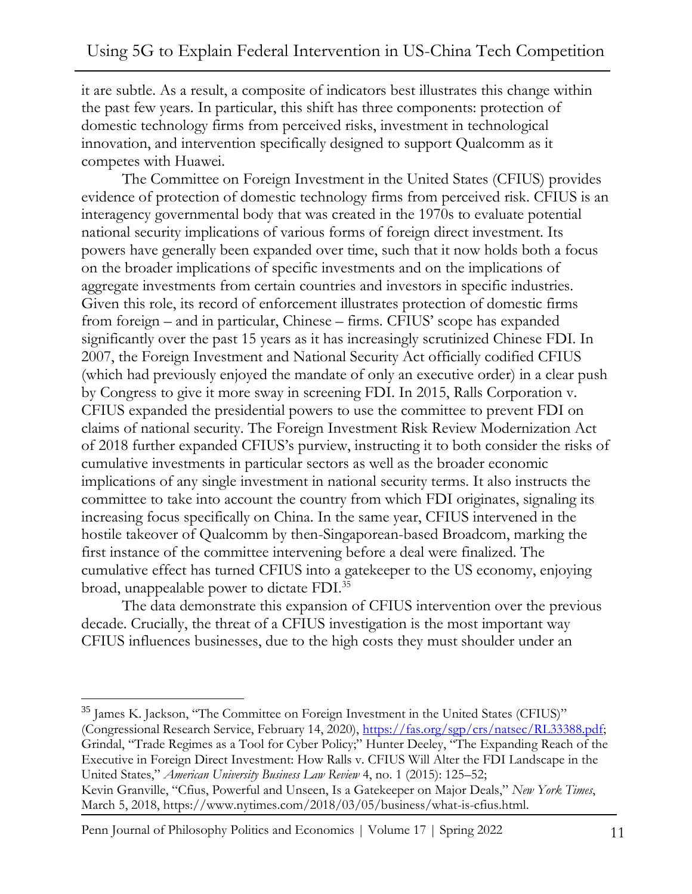it are subtle. As a result, a composite of indicators best illustrates this change within the past few years. In particular, this shift has three components: protection of domestic technology firms from perceived risks, investment in technological innovation, and intervention specifically designed to support Qualcomm as it competes with Huawei.

The Committee on Foreign Investment in the United States (CFIUS) provides evidence of protection of domestic technology firms from perceived risk. CFIUS is an interagency governmental body that was created in the 1970s to evaluate potential national security implications of various forms of foreign direct investment. Its powers have generally been expanded over time, such that it now holds both a focus on the broader implications of specific investments and on the implications of aggregate investments from certain countries and investors in specific industries. Given this role, its record of enforcement illustrates protection of domestic firms from foreign – and in particular, Chinese – firms. CFIUS' scope has expanded significantly over the past 15 years as it has increasingly scrutinized Chinese FDI. In 2007, the Foreign Investment and National Security Act officially codified CFIUS (which had previously enjoyed the mandate of only an executive order) in a clear push by Congress to give it more sway in screening FDI. In 2015, Ralls Corporation v. CFIUS expanded the presidential powers to use the committee to prevent FDI on claims of national security. The Foreign Investment Risk Review Modernization Act of 2018 further expanded CFIUS's purview, instructing it to both consider the risks of cumulative investments in particular sectors as well as the broader economic implications of any single investment in national security terms. It also instructs the committee to take into account the country from which FDI originates, signaling its increasing focus specifically on China. In the same year, CFIUS intervened in the hostile takeover of Qualcomm by then-Singaporean-based Broadcom, marking the first instance of the committee intervening before a deal were finalized. The cumulative effect has turned CFIUS into a gatekeeper to the US economy, enjoying broad, unappealable power to dictate FDI.[35]

The data demonstrate this expansion of CFIUS intervention over the previous decade. Crucially, the threat of a CFIUS investigation is the most important way CFIUS influences businesses, due to the high costs they must shoulder under an

---

[35] James K. Jackson, "The Committee on Foreign Investment in the United States (CFIUS)" (Congressional Research Service, February 14, 2020), https://fas.org/sgp/crs/natsec/RL33388.pdf; Grindal, "Trade Regimes as a Tool for Cyber Policy;" Hunter Deeley, "The Expanding Reach of the Executive in Foreign Direct Investment: How Ralls v. CFIUS Will Alter the FDI Landscape in the United States," *American University Business Law Review* 4, no. 1 (2015): 125–52; Kevin Granville, "Cfius, Powerful and Unseen, Is a Gatekeeper on Major Deals," *New York Times*, March 5, 2018, https://www.nytimes.com/2018/03/05/business/what-is-cfius.html.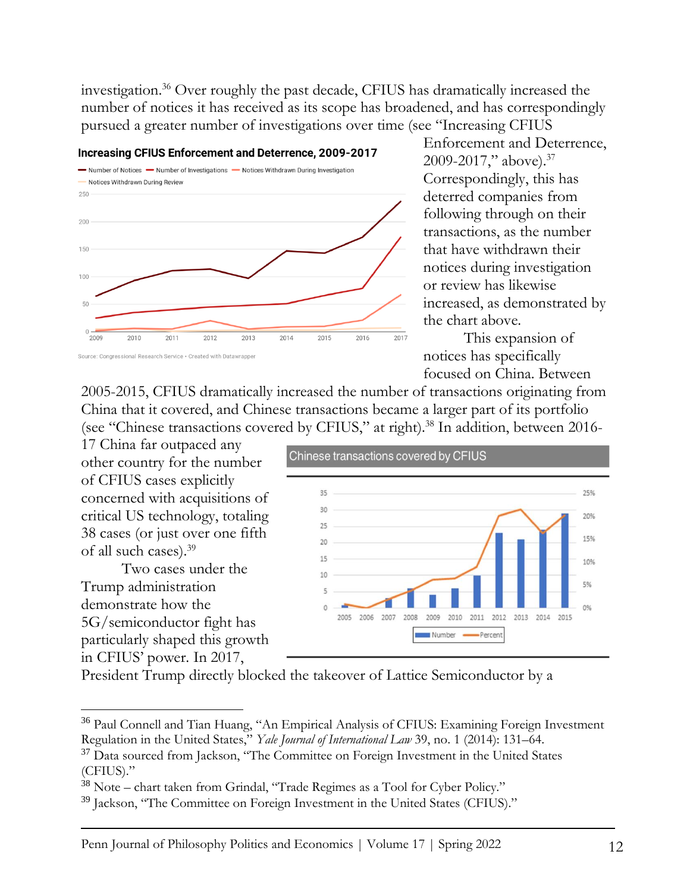investigation.[36] Over roughly the past decade, CFIUS has dramatically increased the number of notices it has received as its scope has broadened, and has correspondingly pursued a greater number of investigations over time (see "Increasing CFIUS Enforcement and Deterrence, 2009-2017," above).[37] Correspondingly, this has deterred companies from following through on their transactions, as the number that have withdrawn their notices during investigation or review has likewise increased, as demonstrated by the chart above.

This expansion of notices has specifically focused on China. Between 2005-2015, CFIUS dramatically increased the number of transactions originating from China that it covered, and Chinese transactions became a larger part of its portfolio (see "Chinese transactions covered by CFIUS," at right).[38] In addition, between 2016-17 China far outpaced any other country for the number of CFIUS cases explicitly concerned with acquisitions of critical US technology, totaling 38 cases (or just over one fifth of all such cases).[39]

Two cases under the Trump administration demonstrate how the 5G/semiconductor fight has particularly shaped this growth in CFIUS' power. In 2017, President Trump directly blocked the takeover of Lattice Semiconductor by a

---

[36] Paul Connell and Tian Huang, "An Empirical Analysis of CFIUS: Examining Foreign Investment Regulation in the United States," *Yale Journal of International Law* 39, no. 1 (2014): 131–64.

[37] Data sourced from Jackson, "The Committee on Foreign Investment in the United States (CFIUS)."

[38] Note – chart taken from Grindal, "Trade Regimes as a Tool for Cyber Policy."

[39] Jackson, "The Committee on Foreign Investment in the United States (CFIUS)."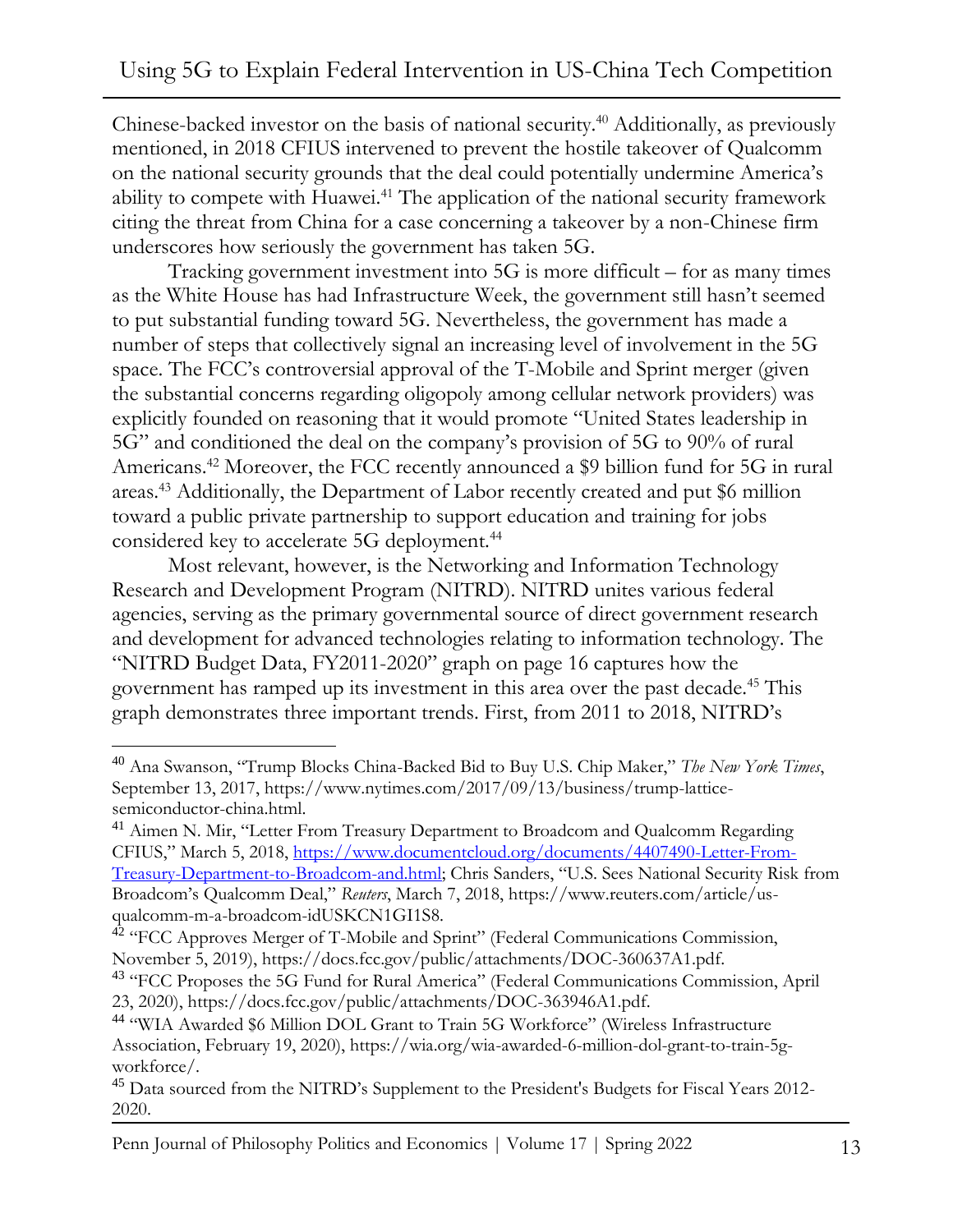Chinese-backed investor on the basis of national security.[40] Additionally, as previously mentioned, in 2018 CFIUS intervened to prevent the hostile takeover of Qualcomm on the national security grounds that the deal could potentially undermine America's ability to compete with Huawei.[41] The application of the national security framework citing the threat from China for a case concerning a takeover by a non-Chinese firm underscores how seriously the government has taken 5G.

Tracking government investment into 5G is more difficult – for as many times as the White House has had Infrastructure Week, the government still hasn't seemed to put substantial funding toward 5G. Nevertheless, the government has made a number of steps that collectively signal an increasing level of involvement in the 5G space. The FCC's controversial approval of the T-Mobile and Sprint merger (given the substantial concerns regarding oligopoly among cellular network providers) was explicitly founded on reasoning that it would promote "United States leadership in 5G" and conditioned the deal on the company's provision of 5G to 90% of rural Americans.[42] Moreover, the FCC recently announced a $9 billion fund for 5G in rural areas.[43] Additionally, the Department of Labor recently created and put $6 million toward a public private partnership to support education and training for jobs considered key to accelerate 5G deployment.[44]

Most relevant, however, is the Networking and Information Technology Research and Development Program (NITRD). NITRD unites various federal agencies, serving as the primary governmental source of direct government research and development for advanced technologies relating to information technology. The "NITRD Budget Data, FY2011-2020" graph on page 16 captures how the government has ramped up its investment in this area over the past decade.[45] This graph demonstrates three important trends. First, from 2011 to 2018, NITRD's

---

[40] Ana Swanson, "Trump Blocks China-Backed Bid to Buy U.S. Chip Maker," *The New York Times*, September 13, 2017, https://www.nytimes.com/2017/09/13/business/trump-lattice-semiconductor-china.html.

[41] Aimen N. Mir, "Letter From Treasury Department to Broadcom and Qualcomm Regarding CFIUS," March 5, 2018, https://www.documentcloud.org/documents/4407490-Letter-From-Treasury-Department-to-Broadcom-and.html; Chris Sanders, "U.S. Sees National Security Risk from Broadcom's Qualcomm Deal," *Reuters*, March 7, 2018, https://www.reuters.com/article/us-qualcomm-m-a-broadcom-idUSKCN1GI1S8.

[42] "FCC Approves Merger of T-Mobile and Sprint" (Federal Communications Commission, November 5, 2019), https://docs.fcc.gov/public/attachments/DOC-360637A1.pdf.

[43] "FCC Proposes the 5G Fund for Rural America" (Federal Communications Commission, April 23, 2020), https://docs.fcc.gov/public/attachments/DOC-363946A1.pdf.

[44] "WIA Awarded $6 Million DOL Grant to Train 5G Workforce" (Wireless Infrastructure Association, February 19, 2020), https://wia.org/wia-awarded-6-million-dol-grant-to-train-5g-workforce/.

[45] Data sourced from the NITRD's Supplement to the President's Budgets for Fiscal Years 2012-2020.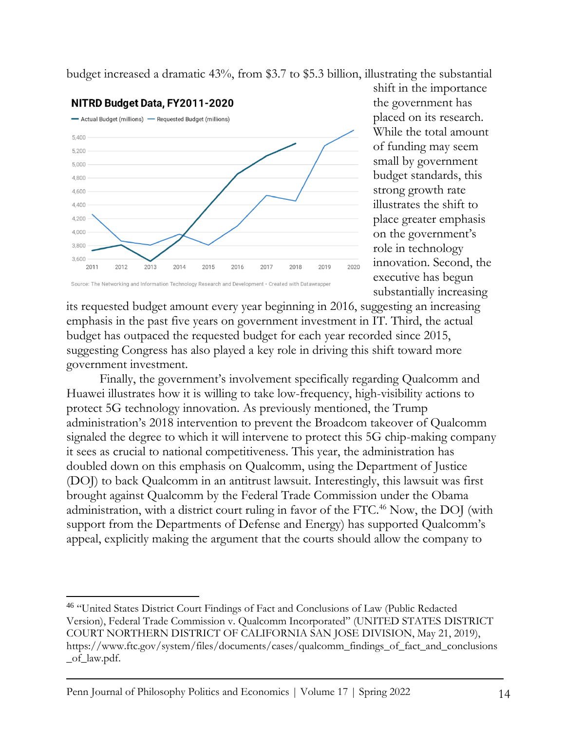budget increased a dramatic 43%, from $3.7 to $5.3 billion, illustrating the substantial shift in the importance the government has placed on its research. While the total amount of funding may seem small by government budget standards, this strong growth rate illustrates the shift to place greater emphasis on the government's role in technology innovation. Second, the executive has begun substantially increasing its requested budget amount every year beginning in 2016, suggesting an increasing emphasis in the past five years on government investment in IT. Third, the actual budget has outpaced the requested budget for each year recorded since 2015, suggesting Congress has also played a key role in driving this shift toward more government investment.

**NITRD Budget Data, FY2011-2020**

Source: The Networking and Information Technology Research and Development • Created with Datawrapper

Finally, the government's involvement specifically regarding Qualcomm and Huawei illustrates how it is willing to take low-frequency, high-visibility actions to protect 5G technology innovation. As previously mentioned, the Trump administration's 2018 intervention to prevent the Broadcom takeover of Qualcomm signaled the degree to which it will intervene to protect this 5G chip-making company it sees as crucial to national competitiveness. This year, the administration has doubled down on this emphasis on Qualcomm, using the Department of Justice (DOJ) to back Qualcomm in an antitrust lawsuit. Interestingly, this lawsuit was first brought against Qualcomm by the Federal Trade Commission under the Obama administration, with a district court ruling in favor of the FTC.[46] Now, the DOJ (with support from the Departments of Defense and Energy) has supported Qualcomm's appeal, explicitly making the argument that the courts should allow the company to

---

[46] "United States District Court Findings of Fact and Conclusions of Law (Public Redacted Version), Federal Trade Commission v. Qualcomm Incorporated" (UNITED STATES DISTRICT COURT NORTHERN DISTRICT OF CALIFORNIA SAN JOSE DIVISION, May 21, 2019), https://www.ftc.gov/system/files/documents/cases/qualcomm_findings_of_fact_and_conclusions_of_law.pdf.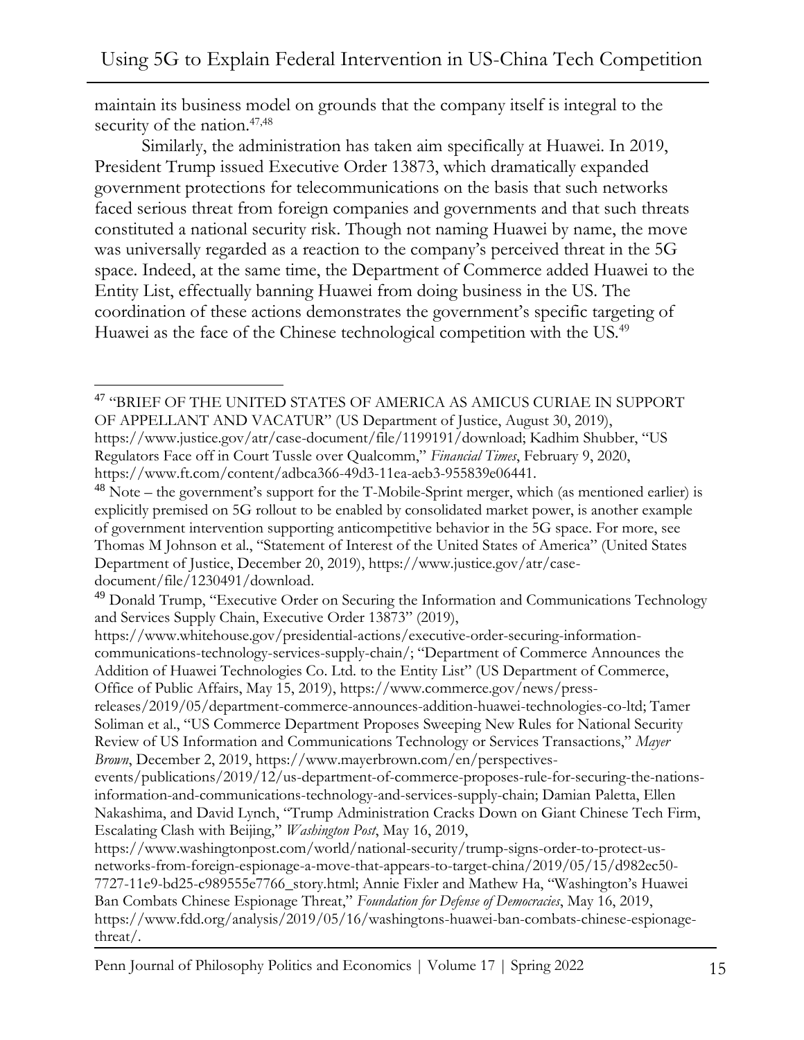maintain its business model on grounds that the company itself is integral to the security of the nation.[47,48]

Similarly, the administration has taken aim specifically at Huawei. In 2019, President Trump issued Executive Order 13873, which dramatically expanded government protections for telecommunications on the basis that such networks faced serious threat from foreign companies and governments and that such threats constituted a national security risk. Though not naming Huawei by name, the move was universally regarded as a reaction to the company's perceived threat in the 5G space. Indeed, at the same time, the Department of Commerce added Huawei to the Entity List, effectually banning Huawei from doing business in the US. The coordination of these actions demonstrates the government's specific targeting of Huawei as the face of the Chinese technological competition with the US.[49]

---

[47] "BRIEF OF THE UNITED STATES OF AMERICA AS AMICUS CURIAE IN SUPPORT OF APPELLANT AND VACATUR" (US Department of Justice, August 30, 2019), https://www.justice.gov/atr/case-document/file/1199191/download; Kadhim Shubber, "US Regulators Face off in Court Tussle over Qualcomm," *Financial Times*, February 9, 2020, https://www.ft.com/content/adbca366-49d3-11ea-aeb3-955839e06441.

[48] Note – the government's support for the T-Mobile-Sprint merger, which (as mentioned earlier) is explicitly premised on 5G rollout to be enabled by consolidated market power, is another example of government intervention supporting anticompetitive behavior in the 5G space. For more, see Thomas M Johnson et al., "Statement of Interest of the United States of America" (United States Department of Justice, December 20, 2019), https://www.justice.gov/atr/case-document/file/1230491/download.

[49] Donald Trump, "Executive Order on Securing the Information and Communications Technology and Services Supply Chain, Executive Order 13873" (2019), https://www.whitehouse.gov/presidential-actions/executive-order-securing-information-communications-technology-services-supply-chain/; "Department of Commerce Announces the Addition of Huawei Technologies Co. Ltd. to the Entity List" (US Department of Commerce, Office of Public Affairs, May 15, 2019), https://www.commerce.gov/news/press-releases/2019/05/department-commerce-announces-addition-huawei-technologies-co-ltd; Tamer Soliman et al., "US Commerce Department Proposes Sweeping New Rules for National Security Review of US Information and Communications Technology or Services Transactions," *Mayer Brown*, December 2, 2019, https://www.mayerbrown.com/en/perspectives-events/publications/2019/12/us-department-of-commerce-proposes-rule-for-securing-the-nations-information-and-communications-technology-and-services-supply-chain; Damian Paletta, Ellen Nakashima, and David Lynch, "Trump Administration Cracks Down on Giant Chinese Tech Firm, Escalating Clash with Beijing," *Washington Post*, May 16, 2019, https://www.washingtonpost.com/world/national-security/trump-signs-order-to-protect-us-networks-from-foreign-espionage-a-move-that-appears-to-target-china/2019/05/15/d982ec50-7727-11e9-bd25-c989555e7766_story.html; Annie Fixler and Mathew Ha, "Washington's Huawei Ban Combats Chinese Espionage Threat," *Foundation for Defense of Democracies*, May 16, 2019, https://www.fdd.org/analysis/2019/05/16/washingtons-huawei-ban-combats-chinese-espionage-threat/.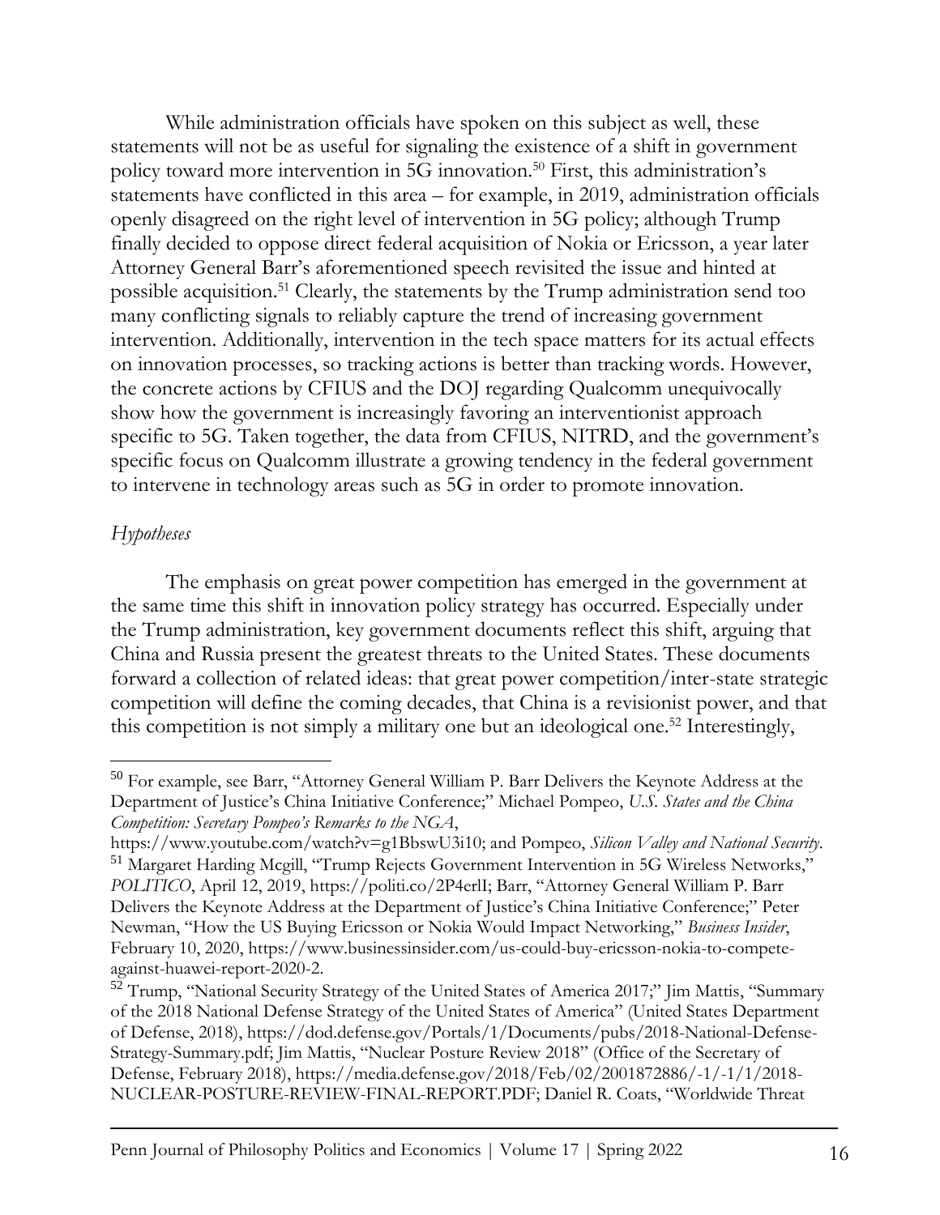While administration officials have spoken on this subject as well, these statements will not be as useful for signaling the existence of a shift in government policy toward more intervention in 5G innovation.[50] First, this administration's statements have conflicted in this area – for example, in 2019, administration officials openly disagreed on the right level of intervention in 5G policy; although Trump finally decided to oppose direct federal acquisition of Nokia or Ericsson, a year later Attorney General Barr's aforementioned speech revisited the issue and hinted at possible acquisition.[51] Clearly, the statements by the Trump administration send too many conflicting signals to reliably capture the trend of increasing government intervention. Additionally, intervention in the tech space matters for its actual effects on innovation processes, so tracking actions is better than tracking words. However, the concrete actions by CFIUS and the DOJ regarding Qualcomm unequivocally show how the government is increasingly favoring an interventionist approach specific to 5G. Taken together, the data from CFIUS, NITRD, and the government's specific focus on Qualcomm illustrate a growing tendency in the federal government to intervene in technology areas such as 5G in order to promote innovation.

*Hypotheses*

The emphasis on great power competition has emerged in the government at the same time this shift in innovation policy strategy has occurred. Especially under the Trump administration, key government documents reflect this shift, arguing that China and Russia present the greatest threats to the United States. These documents forward a collection of related ideas: that great power competition/inter-state strategic competition will define the coming decades, that China is a revisionist power, and that this competition is not simply a military one but an ideological one.[52] Interestingly,

---

[50] For example, see Barr, "Attorney General William P. Barr Delivers the Keynote Address at the Department of Justice's China Initiative Conference;" Michael Pompeo, *U.S. States and the China Competition: Secretary Pompeo's Remarks to the NGA*, https://www.youtube.com/watch?v=g1BbswU3i10; and Pompeo, *Silicon Valley and National Security*.

[51] Margaret Harding Mcgill, "Trump Rejects Government Intervention in 5G Wireless Networks," *POLITICO*, April 12, 2019, https://politi.co/2P4erlI; Barr, "Attorney General William P. Barr Delivers the Keynote Address at the Department of Justice's China Initiative Conference;" Peter Newman, "How the US Buying Ericsson or Nokia Would Impact Networking," *Business Insider*, February 10, 2020, https://www.businessinsider.com/us-could-buy-ericsson-nokia-to-compete-against-huawei-report-2020-2.

[52] Trump, "National Security Strategy of the United States of America 2017;" Jim Mattis, "Summary of the 2018 National Defense Strategy of the United States of America" (United States Department of Defense, 2018), https://dod.defense.gov/Portals/1/Documents/pubs/2018-National-Defense-Strategy-Summary.pdf; Jim Mattis, "Nuclear Posture Review 2018" (Office of the Secretary of Defense, February 2018), https://media.defense.gov/2018/Feb/02/2001872886/-1/-1/1/2018-NUCLEAR-POSTURE-REVIEW-FINAL-REPORT.PDF; Daniel R. Coats, "Worldwide Threat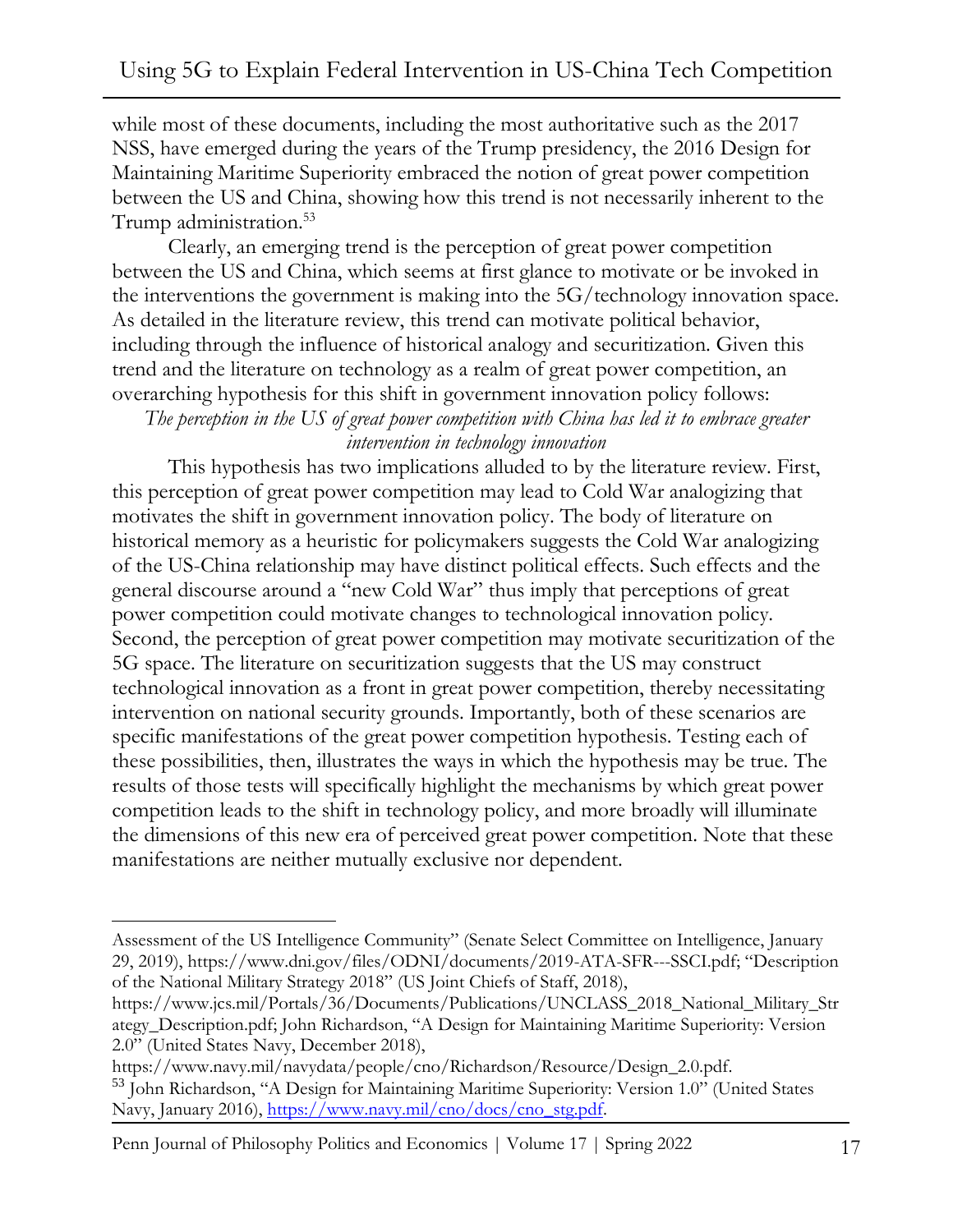while most of these documents, including the most authoritative such as the 2017 NSS, have emerged during the years of the Trump presidency, the 2016 Design for Maintaining Maritime Superiority embraced the notion of great power competition between the US and China, showing how this trend is not necessarily inherent to the Trump administration.[53]

Clearly, an emerging trend is the perception of great power competition between the US and China, which seems at first glance to motivate or be invoked in the interventions the government is making into the 5G/technology innovation space. As detailed in the literature review, this trend can motivate political behavior, including through the influence of historical analogy and securitization. Given this trend and the literature on technology as a realm of great power competition, an overarching hypothesis for this shift in government innovation policy follows:

*The perception in the US of great power competition with China has led it to embrace greater intervention in technology innovation*

This hypothesis has two implications alluded to by the literature review. First, this perception of great power competition may lead to Cold War analogizing that motivates the shift in government innovation policy. The body of literature on historical memory as a heuristic for policymakers suggests the Cold War analogizing of the US-China relationship may have distinct political effects. Such effects and the general discourse around a "new Cold War" thus imply that perceptions of great power competition could motivate changes to technological innovation policy. Second, the perception of great power competition may motivate securitization of the 5G space. The literature on securitization suggests that the US may construct technological innovation as a front in great power competition, thereby necessitating intervention on national security grounds. Importantly, both of these scenarios are specific manifestations of the great power competition hypothesis. Testing each of these possibilities, then, illustrates the ways in which the hypothesis may be true. The results of those tests will specifically highlight the mechanisms by which great power competition leads to the shift in technology policy, and more broadly will illuminate the dimensions of this new era of perceived great power competition. Note that these manifestations are neither mutually exclusive nor dependent.

---

Assessment of the US Intelligence Community" (Senate Select Committee on Intelligence, January 29, 2019), https://www.dni.gov/files/ODNI/documents/2019-ATA-SFR---SSCI.pdf; "Description of the National Military Strategy 2018" (US Joint Chiefs of Staff, 2018), https://www.jcs.mil/Portals/36/Documents/Publications/UNCLASS_2018_National_Military_Strategy_Description.pdf; John Richardson, "A Design for Maintaining Maritime Superiority: Version 2.0" (United States Navy, December 2018), https://www.navy.mil/navydata/people/cno/Richardson/Resource/Design_2.0.pdf.

[53] John Richardson, "A Design for Maintaining Maritime Superiority: Version 1.0" (United States Navy, January 2016), https://www.navy.mil/cno/docs/cno_stg.pdf.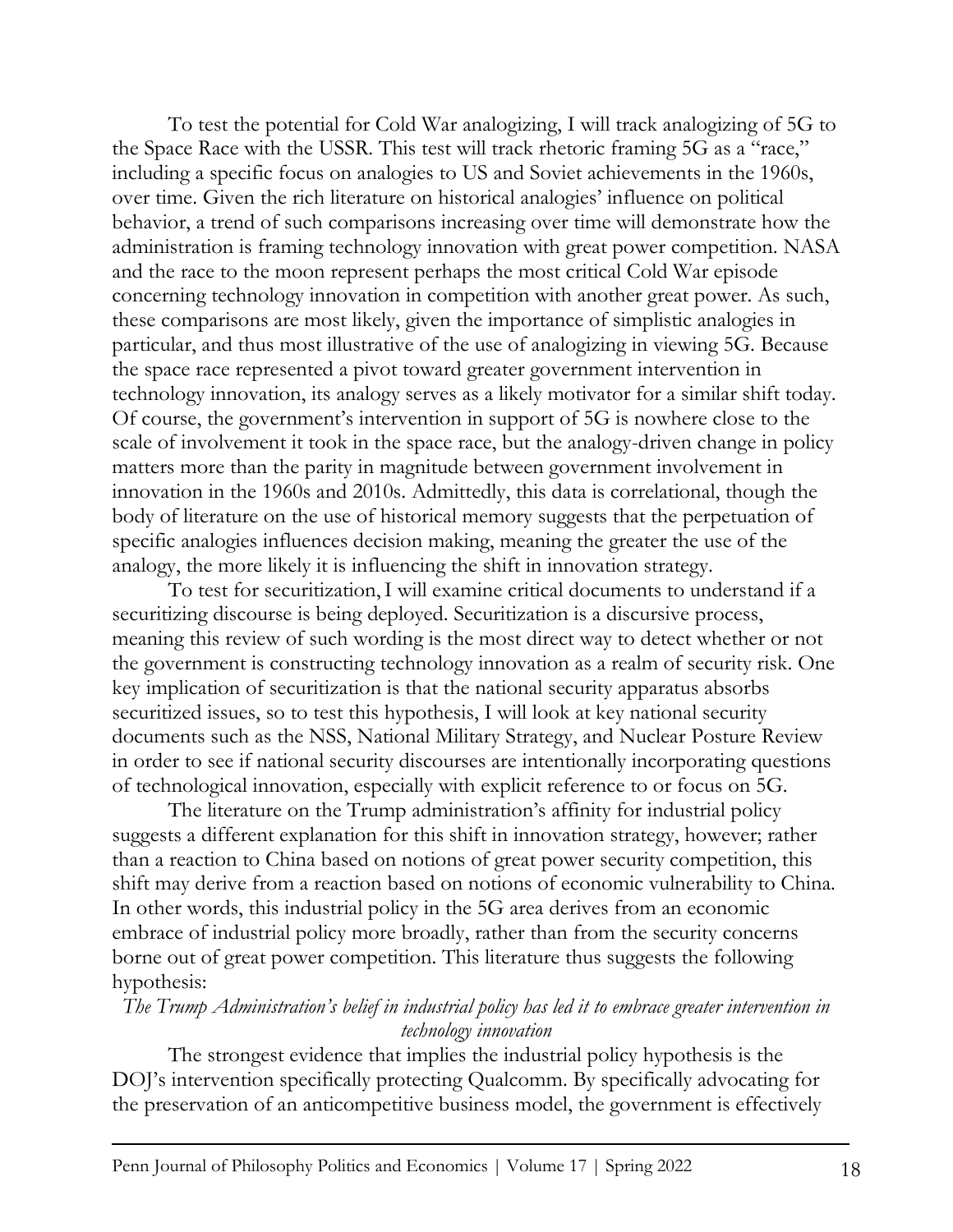To test the potential for Cold War analogizing, I will track analogizing of 5G to the Space Race with the USSR. This test will track rhetoric framing 5G as a "race," including a specific focus on analogies to US and Soviet achievements in the 1960s, over time. Given the rich literature on historical analogies' influence on political behavior, a trend of such comparisons increasing over time will demonstrate how the administration is framing technology innovation with great power competition. NASA and the race to the moon represent perhaps the most critical Cold War episode concerning technology innovation in competition with another great power. As such, these comparisons are most likely, given the importance of simplistic analogies in particular, and thus most illustrative of the use of analogizing in viewing 5G. Because the space race represented a pivot toward greater government intervention in technology innovation, its analogy serves as a likely motivator for a similar shift today. Of course, the government's intervention in support of 5G is nowhere close to the scale of involvement it took in the space race, but the analogy-driven change in policy matters more than the parity in magnitude between government involvement in innovation in the 1960s and 2010s. Admittedly, this data is correlational, though the body of literature on the use of historical memory suggests that the perpetuation of specific analogies influences decision making, meaning the greater the use of the analogy, the more likely it is influencing the shift in innovation strategy.

To test for securitization, I will examine critical documents to understand if a securitizing discourse is being deployed. Securitization is a discursive process, meaning this review of such wording is the most direct way to detect whether or not the government is constructing technology innovation as a realm of security risk. One key implication of securitization is that the national security apparatus absorbs securitized issues, so to test this hypothesis, I will look at key national security documents such as the NSS, National Military Strategy, and Nuclear Posture Review in order to see if national security discourses are intentionally incorporating questions of technological innovation, especially with explicit reference to or focus on 5G.

The literature on the Trump administration's affinity for industrial policy suggests a different explanation for this shift in innovation strategy, however; rather than a reaction to China based on notions of great power security competition, this shift may derive from a reaction based on notions of economic vulnerability to China. In other words, this industrial policy in the 5G area derives from an economic embrace of industrial policy more broadly, rather than from the security concerns borne out of great power competition. This literature thus suggests the following hypothesis:

*The Trump Administration's belief in industrial policy has led it to embrace greater intervention in technology innovation*

The strongest evidence that implies the industrial policy hypothesis is the DOJ's intervention specifically protecting Qualcomm. By specifically advocating for the preservation of an anticompetitive business model, the government is effectively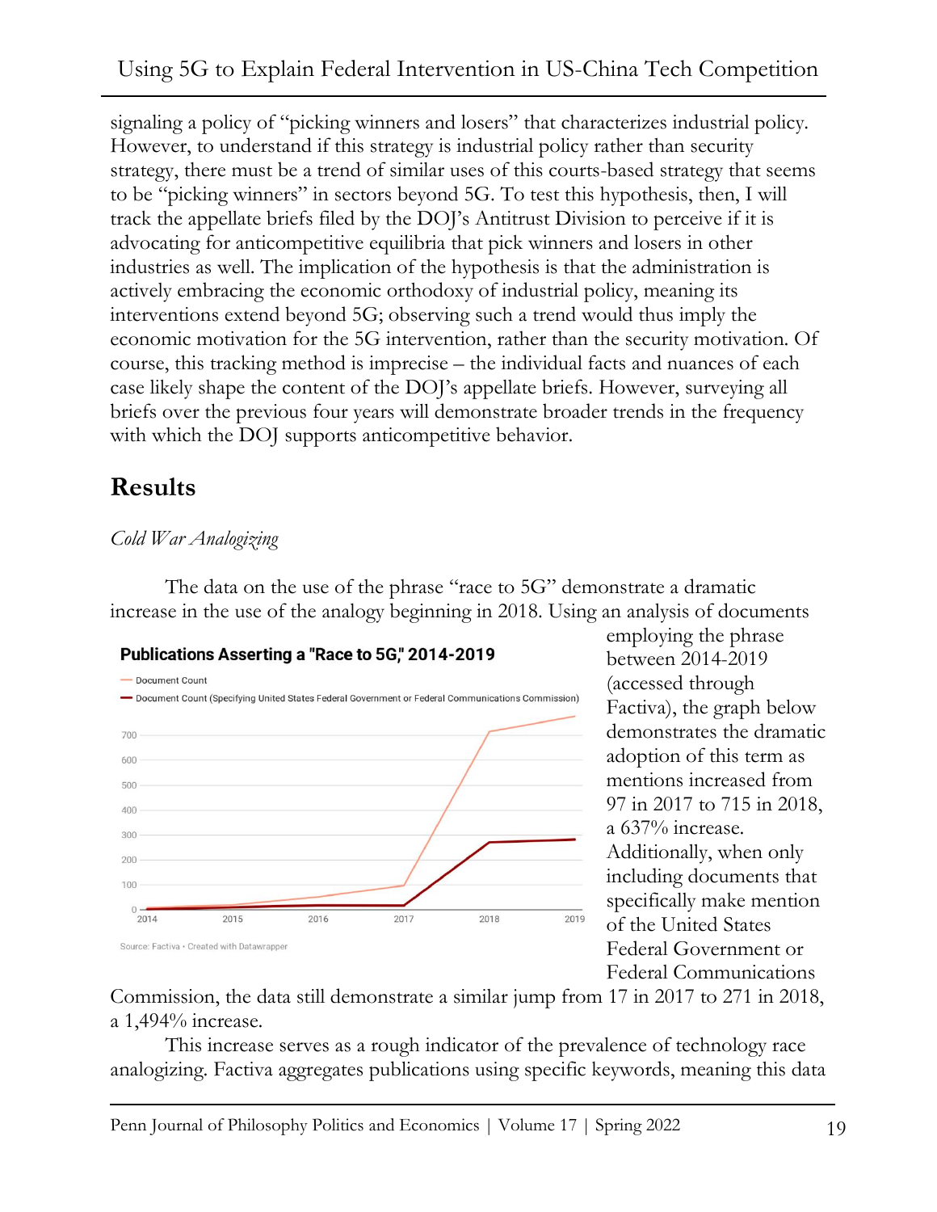signaling a policy of "picking winners and losers" that characterizes industrial policy. However, to understand if this strategy is industrial policy rather than security strategy, there must be a trend of similar uses of this courts-based strategy that seems to be "picking winners" in sectors beyond 5G. To test this hypothesis, then, I will track the appellate briefs filed by the DOJ's Antitrust Division to perceive if it is advocating for anticompetitive equilibria that pick winners and losers in other industries as well. The implication of the hypothesis is that the administration is actively embracing the economic orthodoxy of industrial policy, meaning its interventions extend beyond 5G; observing such a trend would thus imply the economic motivation for the 5G intervention, rather than the security motivation. Of course, this tracking method is imprecise – the individual facts and nuances of each case likely shape the content of the DOJ's appellate briefs. However, surveying all briefs over the previous four years will demonstrate broader trends in the frequency with which the DOJ supports anticompetitive behavior.

## Results

*Cold War Analogizing*

The data on the use of the phrase "race to 5G" demonstrate a dramatic increase in the use of the analogy beginning in 2018. Using an analysis of documents employing the phrase between 2014-2019 (accessed through Factiva), the graph below demonstrates the dramatic adoption of this term as mentions increased from 97 in 2017 to 715 in 2018, a 637% increase. Additionally, when only including documents that specifically make mention of the United States Federal Government or Federal Communications Commission, the data still demonstrate a similar jump from 17 in 2017 to 271 in 2018, a 1,494% increase.

**Publications Asserting a "Race to 5G," 2014-2019**

Source: Factiva • Created with Datawrapper

This increase serves as a rough indicator of the prevalence of technology race analogizing. Factiva aggregates publications using specific keywords, meaning this data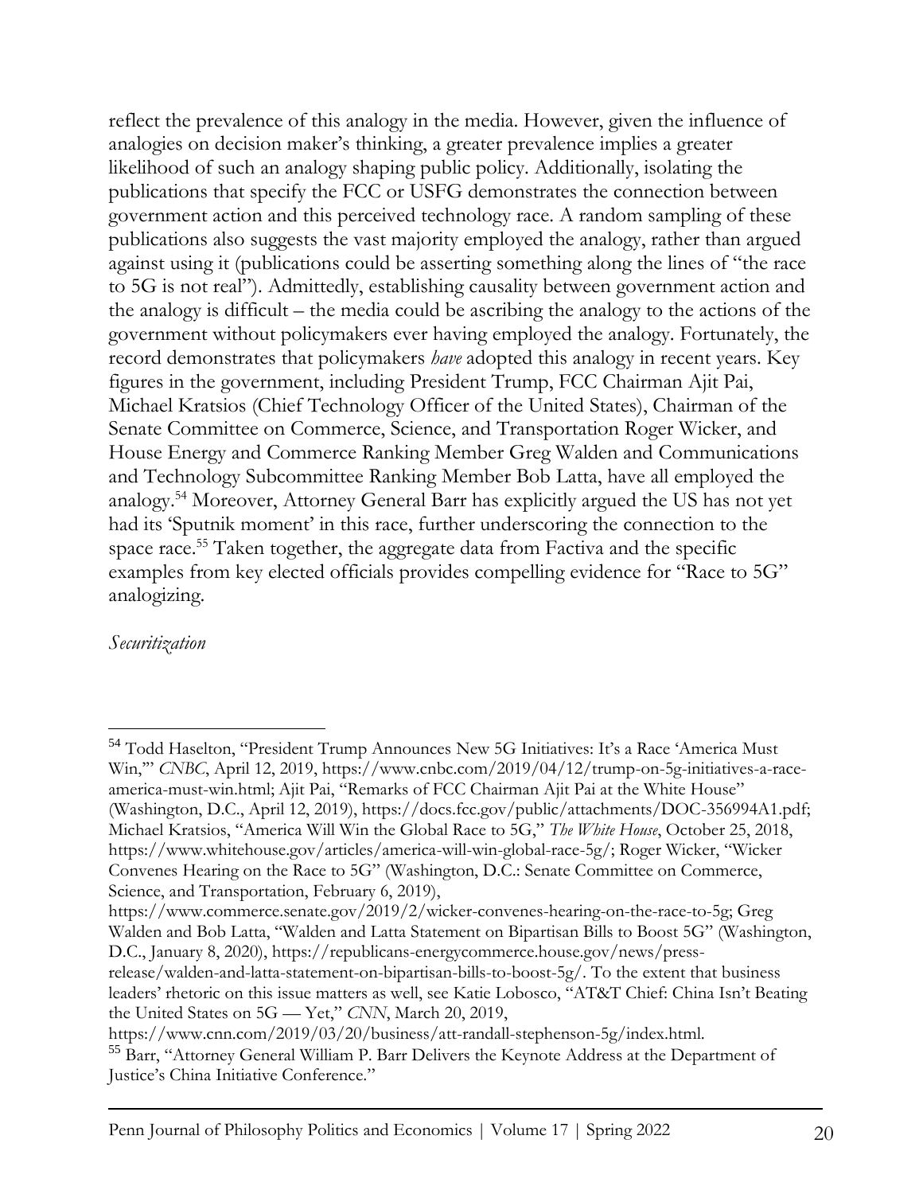reflect the prevalence of this analogy in the media. However, given the influence of analogies on decision maker's thinking, a greater prevalence implies a greater likelihood of such an analogy shaping public policy. Additionally, isolating the publications that specify the FCC or USFG demonstrates the connection between government action and this perceived technology race. A random sampling of these publications also suggests the vast majority employed the analogy, rather than argued against using it (publications could be asserting something along the lines of "the race to 5G is not real"). Admittedly, establishing causality between government action and the analogy is difficult – the media could be ascribing the analogy to the actions of the government without policymakers ever having employed the analogy. Fortunately, the record demonstrates that policymakers *have* adopted this analogy in recent years. Key figures in the government, including President Trump, FCC Chairman Ajit Pai, Michael Kratsios (Chief Technology Officer of the United States), Chairman of the Senate Committee on Commerce, Science, and Transportation Roger Wicker, and House Energy and Commerce Ranking Member Greg Walden and Communications and Technology Subcommittee Ranking Member Bob Latta, have all employed the analogy.[54] Moreover, Attorney General Barr has explicitly argued the US has not yet had its 'Sputnik moment' in this race, further underscoring the connection to the space race.[55] Taken together, the aggregate data from Factiva and the specific examples from key elected officials provides compelling evidence for "Race to 5G" analogizing.

*Securitization*

---

[54] Todd Haselton, "President Trump Announces New 5G Initiatives: It's a Race 'America Must Win,'" *CNBC*, April 12, 2019, https://www.cnbc.com/2019/04/12/trump-on-5g-initiatives-a-race-america-must-win.html; Ajit Pai, "Remarks of FCC Chairman Ajit Pai at the White House" (Washington, D.C., April 12, 2019), https://docs.fcc.gov/public/attachments/DOC-356994A1.pdf; Michael Kratsios, "America Will Win the Global Race to 5G," *The White House*, October 25, 2018, https://www.whitehouse.gov/articles/america-will-win-global-race-5g/; Roger Wicker, "Wicker Convenes Hearing on the Race to 5G" (Washington, D.C.: Senate Committee on Commerce, Science, and Transportation, February 6, 2019), https://www.commerce.senate.gov/2019/2/wicker-convenes-hearing-on-the-race-to-5g; Greg Walden and Bob Latta, "Walden and Latta Statement on Bipartisan Bills to Boost 5G" (Washington, D.C., January 8, 2020), https://republicans-energycommerce.house.gov/news/press-release/walden-and-latta-statement-on-bipartisan-bills-to-boost-5g/. To the extent that business leaders' rhetoric on this issue matters as well, see Katie Lobosco, "AT&T Chief: China Isn't Beating the United States on 5G — Yet," *CNN*, March 20, 2019, https://www.cnn.com/2019/03/20/business/att-randall-stephenson-5g/index.html.

[55] Barr, "Attorney General William P. Barr Delivers the Keynote Address at the Department of Justice's China Initiative Conference."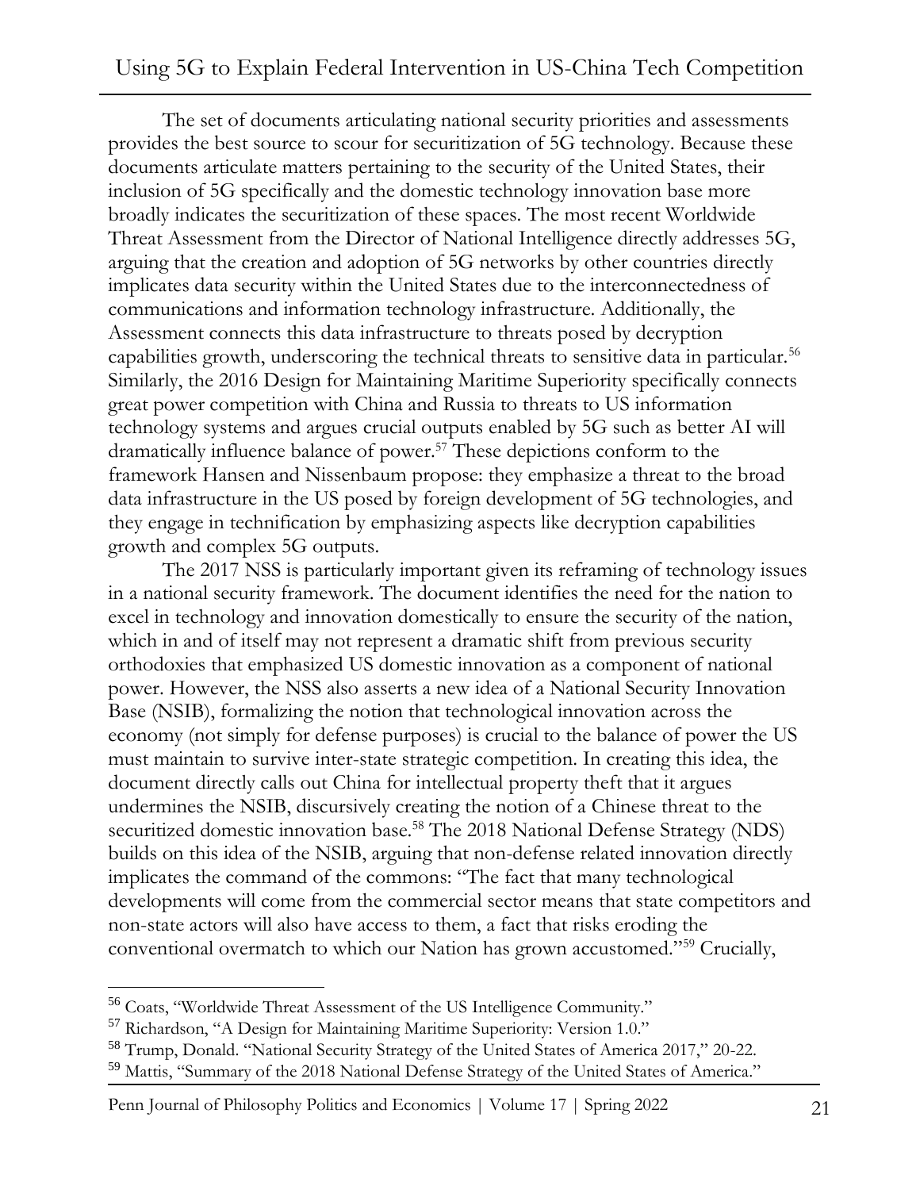The set of documents articulating national security priorities and assessments provides the best source to scour for securitization of 5G technology. Because these documents articulate matters pertaining to the security of the United States, their inclusion of 5G specifically and the domestic technology innovation base more broadly indicates the securitization of these spaces. The most recent Worldwide Threat Assessment from the Director of National Intelligence directly addresses 5G, arguing that the creation and adoption of 5G networks by other countries directly implicates data security within the United States due to the interconnectedness of communications and information technology infrastructure. Additionally, the Assessment connects this data infrastructure to threats posed by decryption capabilities growth, underscoring the technical threats to sensitive data in particular.[56] Similarly, the 2016 Design for Maintaining Maritime Superiority specifically connects great power competition with China and Russia to threats to US information technology systems and argues crucial outputs enabled by 5G such as better AI will dramatically influence balance of power.[57] These depictions conform to the framework Hansen and Nissenbaum propose: they emphasize a threat to the broad data infrastructure in the US posed by foreign development of 5G technologies, and they engage in technification by emphasizing aspects like decryption capabilities growth and complex 5G outputs.

The 2017 NSS is particularly important given its reframing of technology issues in a national security framework. The document identifies the need for the nation to excel in technology and innovation domestically to ensure the security of the nation, which in and of itself may not represent a dramatic shift from previous security orthodoxies that emphasized US domestic innovation as a component of national power. However, the NSS also asserts a new idea of a National Security Innovation Base (NSIB), formalizing the notion that technological innovation across the economy (not simply for defense purposes) is crucial to the balance of power the US must maintain to survive inter-state strategic competition. In creating this idea, the document directly calls out China for intellectual property theft that it argues undermines the NSIB, discursively creating the notion of a Chinese threat to the securitized domestic innovation base.[58] The 2018 National Defense Strategy (NDS) builds on this idea of the NSIB, arguing that non-defense related innovation directly implicates the command of the commons: "The fact that many technological developments will come from the commercial sector means that state competitors and non-state actors will also have access to them, a fact that risks eroding the conventional overmatch to which our Nation has grown accustomed."[59] Crucially,

---

[56] Coats, "Worldwide Threat Assessment of the US Intelligence Community."

[57] Richardson, "A Design for Maintaining Maritime Superiority: Version 1.0."

[58] Trump, Donald. "National Security Strategy of the United States of America 2017," 20-22.

[59] Mattis, "Summary of the 2018 National Defense Strategy of the United States of America."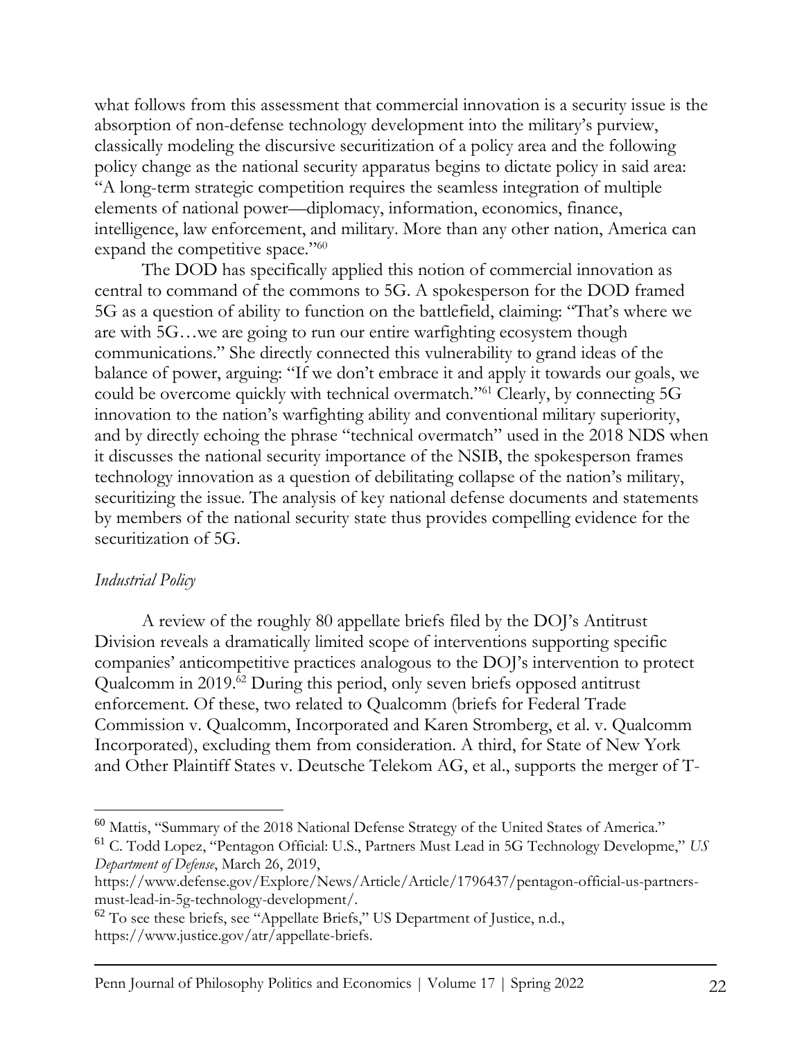what follows from this assessment that commercial innovation is a security issue is the absorption of non-defense technology development into the military's purview, classically modeling the discursive securitization of a policy area and the following policy change as the national security apparatus begins to dictate policy in said area: "A long-term strategic competition requires the seamless integration of multiple elements of national power—diplomacy, information, economics, finance, intelligence, law enforcement, and military. More than any other nation, America can expand the competitive space."[60]

The DOD has specifically applied this notion of commercial innovation as central to command of the commons to 5G. A spokesperson for the DOD framed 5G as a question of ability to function on the battlefield, claiming: "That's where we are with 5G…we are going to run our entire warfighting ecosystem though communications." She directly connected this vulnerability to grand ideas of the balance of power, arguing: "If we don't embrace it and apply it towards our goals, we could be overcome quickly with technical overmatch."[61] Clearly, by connecting 5G innovation to the nation's warfighting ability and conventional military superiority, and by directly echoing the phrase "technical overmatch" used in the 2018 NDS when it discusses the national security importance of the NSIB, the spokesperson frames technology innovation as a question of debilitating collapse of the nation's military, securitizing the issue. The analysis of key national defense documents and statements by members of the national security state thus provides compelling evidence for the securitization of 5G.

### *Industrial Policy*

A review of the roughly 80 appellate briefs filed by the DOJ's Antitrust Division reveals a dramatically limited scope of interventions supporting specific companies' anticompetitive practices analogous to the DOJ's intervention to protect Qualcomm in 2019.[62] During this period, only seven briefs opposed antitrust enforcement. Of these, two related to Qualcomm (briefs for Federal Trade Commission v. Qualcomm, Incorporated and Karen Stromberg, et al. v. Qualcomm Incorporated), excluding them from consideration. A third, for State of New York and Other Plaintiff States v. Deutsche Telekom AG, et al., supports the merger of T-

---

[60] Mattis, "Summary of the 2018 National Defense Strategy of the United States of America."

[61] C. Todd Lopez, "Pentagon Official: U.S., Partners Must Lead in 5G Technology Developme," *US Department of Defense*, March 26, 2019, https://www.defense.gov/Explore/News/Article/Article/1796437/pentagon-official-us-partners-must-lead-in-5g-technology-development/.

[62] To see these briefs, see "Appellate Briefs," US Department of Justice, n.d., https://www.justice.gov/atr/appellate-briefs.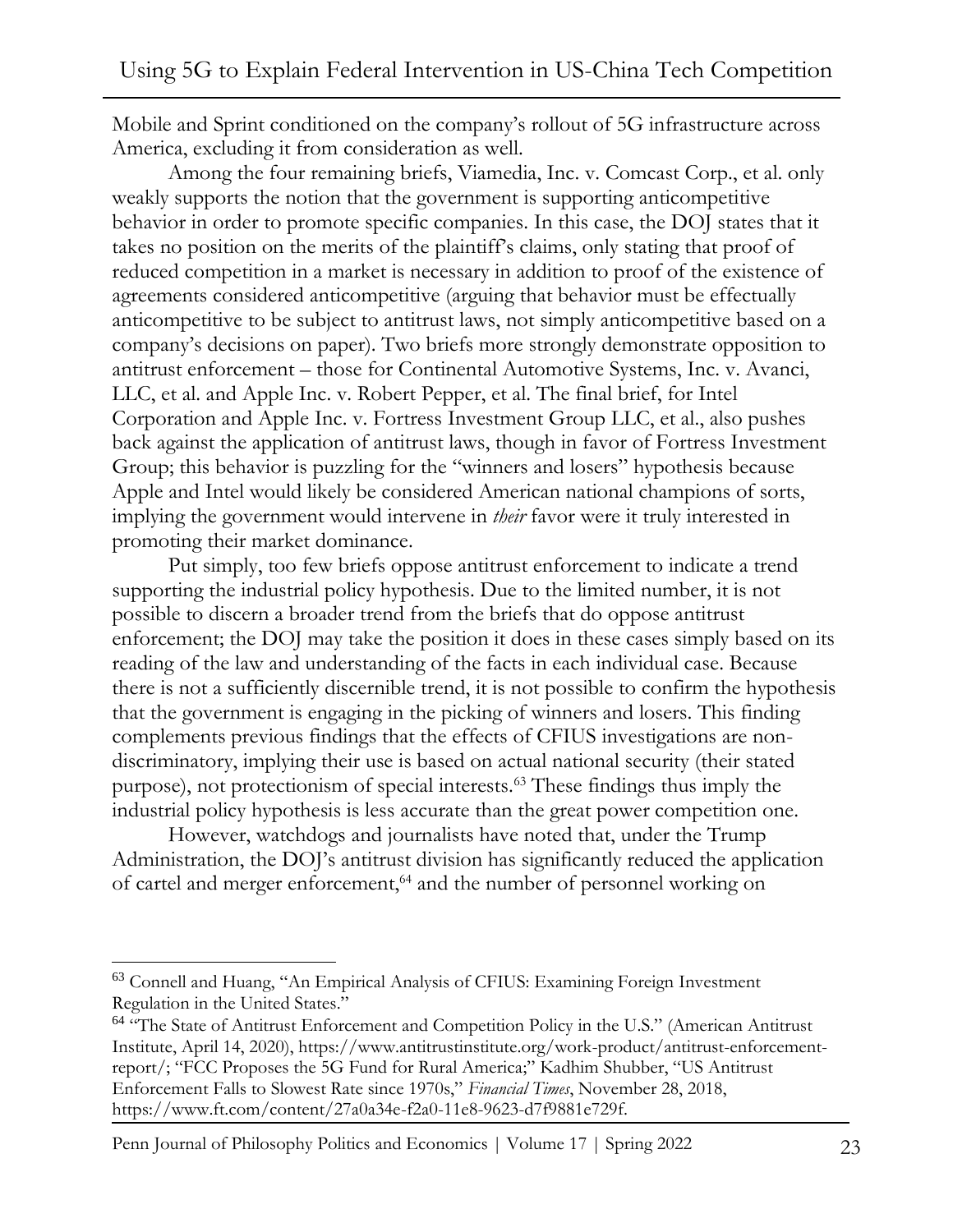Mobile and Sprint conditioned on the company's rollout of 5G infrastructure across America, excluding it from consideration as well.

Among the four remaining briefs, Viamedia, Inc. v. Comcast Corp., et al. only weakly supports the notion that the government is supporting anticompetitive behavior in order to promote specific companies. In this case, the DOJ states that it takes no position on the merits of the plaintiff's claims, only stating that proof of reduced competition in a market is necessary in addition to proof of the existence of agreements considered anticompetitive (arguing that behavior must be effectually anticompetitive to be subject to antitrust laws, not simply anticompetitive based on a company's decisions on paper). Two briefs more strongly demonstrate opposition to antitrust enforcement – those for Continental Automotive Systems, Inc. v. Avanci, LLC, et al. and Apple Inc. v. Robert Pepper, et al. The final brief, for Intel Corporation and Apple Inc. v. Fortress Investment Group LLC, et al., also pushes back against the application of antitrust laws, though in favor of Fortress Investment Group; this behavior is puzzling for the "winners and losers" hypothesis because Apple and Intel would likely be considered American national champions of sorts, implying the government would intervene in *their* favor were it truly interested in promoting their market dominance.

Put simply, too few briefs oppose antitrust enforcement to indicate a trend supporting the industrial policy hypothesis. Due to the limited number, it is not possible to discern a broader trend from the briefs that do oppose antitrust enforcement; the DOJ may take the position it does in these cases simply based on its reading of the law and understanding of the facts in each individual case. Because there is not a sufficiently discernible trend, it is not possible to confirm the hypothesis that the government is engaging in the picking of winners and losers. This finding complements previous findings that the effects of CFIUS investigations are non-discriminatory, implying their use is based on actual national security (their stated purpose), not protectionism of special interests.[63] These findings thus imply the industrial policy hypothesis is less accurate than the great power competition one.

However, watchdogs and journalists have noted that, under the Trump Administration, the DOJ's antitrust division has significantly reduced the application of cartel and merger enforcement,[64] and the number of personnel working on

---

[63] Connell and Huang, "An Empirical Analysis of CFIUS: Examining Foreign Investment Regulation in the United States."

[64] "The State of Antitrust Enforcement and Competition Policy in the U.S." (American Antitrust Institute, April 14, 2020), https://www.antitrustinstitute.org/work-product/antitrust-enforcement-report/; "FCC Proposes the 5G Fund for Rural America;" Kadhim Shubber, "US Antitrust Enforcement Falls to Slowest Rate since 1970s," *Financial Times*, November 28, 2018, https://www.ft.com/content/27a0a34e-f2a0-11e8-9623-d7f9881e729f.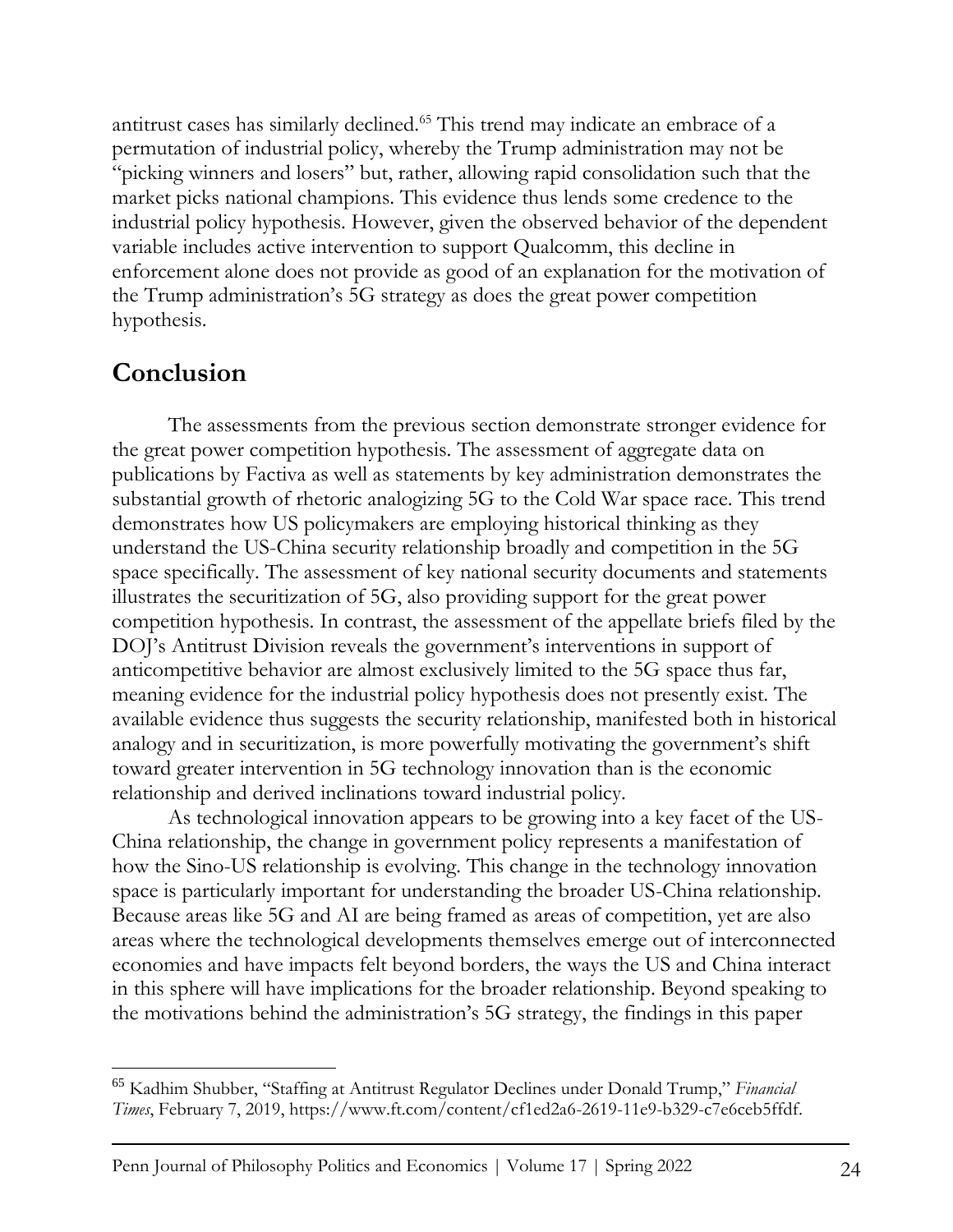antitrust cases has similarly declined.[65] This trend may indicate an embrace of a permutation of industrial policy, whereby the Trump administration may not be "picking winners and losers" but, rather, allowing rapid consolidation such that the market picks national champions. This evidence thus lends some credence to the industrial policy hypothesis. However, given the observed behavior of the dependent variable includes active intervention to support Qualcomm, this decline in enforcement alone does not provide as good of an explanation for the motivation of the Trump administration's 5G strategy as does the great power competition hypothesis.

## Conclusion

The assessments from the previous section demonstrate stronger evidence for the great power competition hypothesis. The assessment of aggregate data on publications by Factiva as well as statements by key administration demonstrates the substantial growth of rhetoric analogizing 5G to the Cold War space race. This trend demonstrates how US policymakers are employing historical thinking as they understand the US-China security relationship broadly and competition in the 5G space specifically. The assessment of key national security documents and statements illustrates the securitization of 5G, also providing support for the great power competition hypothesis. In contrast, the assessment of the appellate briefs filed by the DOJ's Antitrust Division reveals the government's interventions in support of anticompetitive behavior are almost exclusively limited to the 5G space thus far, meaning evidence for the industrial policy hypothesis does not presently exist. The available evidence thus suggests the security relationship, manifested both in historical analogy and in securitization, is more powerfully motivating the government's shift toward greater intervention in 5G technology innovation than is the economic relationship and derived inclinations toward industrial policy.

As technological innovation appears to be growing into a key facet of the US-China relationship, the change in government policy represents a manifestation of how the Sino-US relationship is evolving. This change in the technology innovation space is particularly important for understanding the broader US-China relationship. Because areas like 5G and AI are being framed as areas of competition, yet are also areas where the technological developments themselves emerge out of interconnected economies and have impacts felt beyond borders, the ways the US and China interact in this sphere will have implications for the broader relationship. Beyond speaking to the motivations behind the administration's 5G strategy, the findings in this paper

---

[65] Kadhim Shubber, "Staffing at Antitrust Regulator Declines under Donald Trump," *Financial Times*, February 7, 2019, https://www.ft.com/content/cf1ed2a6-2619-11e9-b329-c7e6ceb5ffdf.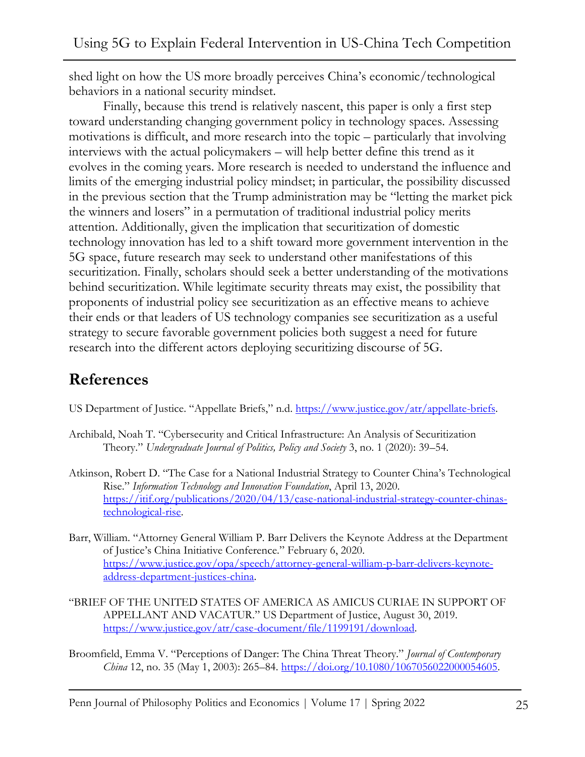shed light on how the US more broadly perceives China's economic/technological behaviors in a national security mindset.

Finally, because this trend is relatively nascent, this paper is only a first step toward understanding changing government policy in technology spaces. Assessing motivations is difficult, and more research into the topic – particularly that involving interviews with the actual policymakers – will help better define this trend as it evolves in the coming years. More research is needed to understand the influence and limits of the emerging industrial policy mindset; in particular, the possibility discussed in the previous section that the Trump administration may be "letting the market pick the winners and losers" in a permutation of traditional industrial policy merits attention. Additionally, given the implication that securitization of domestic technology innovation has led to a shift toward more government intervention in the 5G space, future research may seek to understand other manifestations of this securitization. Finally, scholars should seek a better understanding of the motivations behind securitization. While legitimate security threats may exist, the possibility that proponents of industrial policy see securitization as an effective means to achieve their ends or that leaders of US technology companies see securitization as a useful strategy to secure favorable government policies both suggest a need for future research into the different actors deploying securitizing discourse of 5G.

## References

US Department of Justice. "Appellate Briefs," n.d. https://www.justice.gov/atr/appellate-briefs.

Archibald, Noah T. "Cybersecurity and Critical Infrastructure: An Analysis of Securitization Theory." *Undergraduate Journal of Politics, Policy and Society* 3, no. 1 (2020): 39–54.

Atkinson, Robert D. "The Case for a National Industrial Strategy to Counter China's Technological Rise." *Information Technology and Innovation Foundation*, April 13, 2020. https://itif.org/publications/2020/04/13/case-national-industrial-strategy-counter-chinas-technological-rise.

Barr, William. "Attorney General William P. Barr Delivers the Keynote Address at the Department of Justice's China Initiative Conference." February 6, 2020. https://www.justice.gov/opa/speech/attorney-general-william-p-barr-delivers-keynote-address-department-justices-china.

"BRIEF OF THE UNITED STATES OF AMERICA AS AMICUS CURIAE IN SUPPORT OF APPELLANT AND VACATUR." US Department of Justice, August 30, 2019. https://www.justice.gov/atr/case-document/file/1199191/download.

Broomfield, Emma V. "Perceptions of Danger: The China Threat Theory." *Journal of Contemporary China* 12, no. 35 (May 1, 2003): 265–84. https://doi.org/10.1080/1067056022000054605.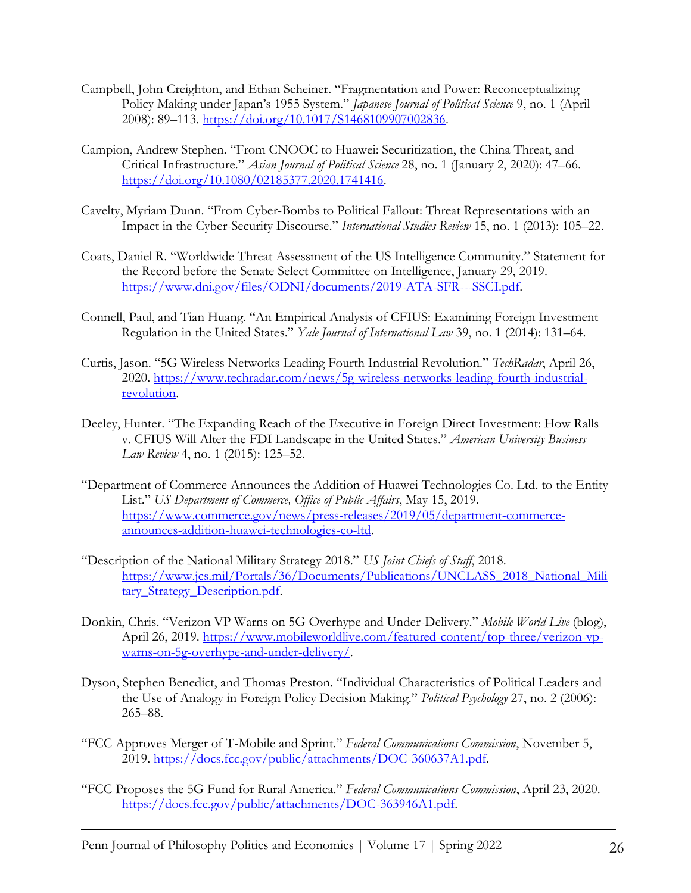Campbell, John Creighton, and Ethan Scheiner. "Fragmentation and Power: Reconceptualizing Policy Making under Japan's 1955 System." *Japanese Journal of Political Science* 9, no. 1 (April 2008): 89–113. https://doi.org/10.1017/S1468109907002836.

Campion, Andrew Stephen. "From CNOOC to Huawei: Securitization, the China Threat, and Critical Infrastructure." *Asian Journal of Political Science* 28, no. 1 (January 2, 2020): 47–66. https://doi.org/10.1080/02185377.2020.1741416.

Cavelty, Myriam Dunn. "From Cyber-Bombs to Political Fallout: Threat Representations with an Impact in the Cyber-Security Discourse." *International Studies Review* 15, no. 1 (2013): 105–22.

Coats, Daniel R. "Worldwide Threat Assessment of the US Intelligence Community." Statement for the Record before the Senate Select Committee on Intelligence, January 29, 2019. https://www.dni.gov/files/ODNI/documents/2019-ATA-SFR---SSCI.pdf.

Connell, Paul, and Tian Huang. "An Empirical Analysis of CFIUS: Examining Foreign Investment Regulation in the United States." *Yale Journal of International Law* 39, no. 1 (2014): 131–64.

Curtis, Jason. "5G Wireless Networks Leading Fourth Industrial Revolution." *TechRadar*, April 26, 2020. https://www.techradar.com/news/5g-wireless-networks-leading-fourth-industrial-revolution.

Deeley, Hunter. "The Expanding Reach of the Executive in Foreign Direct Investment: How Ralls v. CFIUS Will Alter the FDI Landscape in the United States." *American University Business Law Review* 4, no. 1 (2015): 125–52.

"Department of Commerce Announces the Addition of Huawei Technologies Co. Ltd. to the Entity List." *US Department of Commerce, Office of Public Affairs*, May 15, 2019. https://www.commerce.gov/news/press-releases/2019/05/department-commerce-announces-addition-huawei-technologies-co-ltd.

"Description of the National Military Strategy 2018." *US Joint Chiefs of Staff*, 2018. https://www.jcs.mil/Portals/36/Documents/Publications/UNCLASS_2018_National_Military_Strategy_Description.pdf.

Donkin, Chris. "Verizon VP Warns on 5G Overhype and Under-Delivery." *Mobile World Live* (blog), April 26, 2019. https://www.mobileworldlive.com/featured-content/top-three/verizon-vp-warns-on-5g-overhype-and-under-delivery/.

Dyson, Stephen Benedict, and Thomas Preston. "Individual Characteristics of Political Leaders and the Use of Analogy in Foreign Policy Decision Making." *Political Psychology* 27, no. 2 (2006): 265–88.

"FCC Approves Merger of T-Mobile and Sprint." *Federal Communications Commission*, November 5, 2019. https://docs.fcc.gov/public/attachments/DOC-360637A1.pdf.

"FCC Proposes the 5G Fund for Rural America." *Federal Communications Commission*, April 23, 2020. https://docs.fcc.gov/public/attachments/DOC-363946A1.pdf.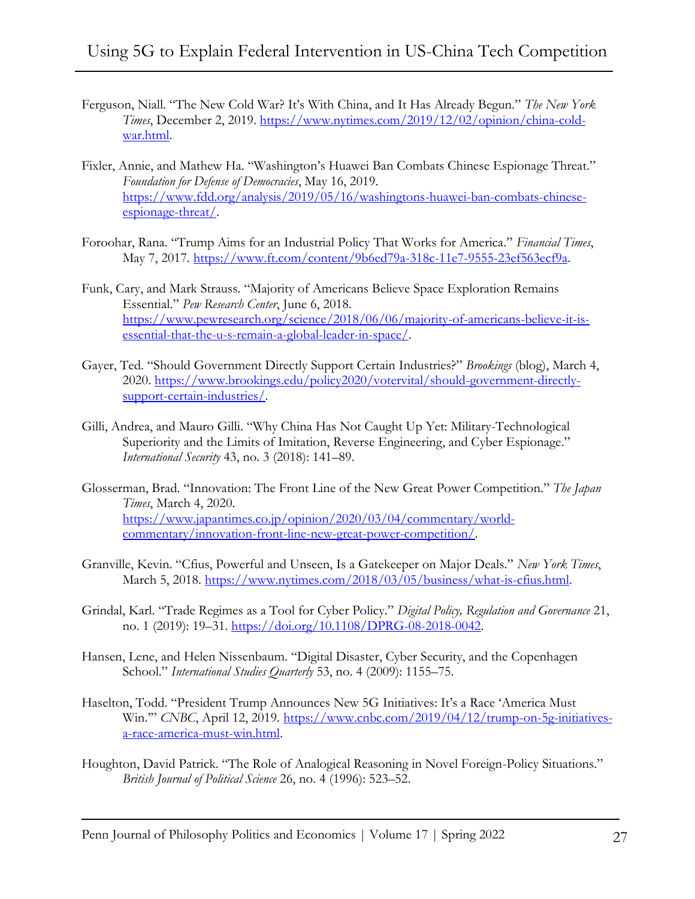Ferguson, Niall. "The New Cold War? It's With China, and It Has Already Begun." *The New York Times*, December 2, 2019. https://www.nytimes.com/2019/12/02/opinion/china-cold-war.html.

Fixler, Annie, and Mathew Ha. "Washington's Huawei Ban Combats Chinese Espionage Threat." *Foundation for Defense of Democracies*, May 16, 2019. https://www.fdd.org/analysis/2019/05/16/washingtons-huawei-ban-combats-chinese-espionage-threat/.

Foroohar, Rana. "Trump Aims for an Industrial Policy That Works for America." *Financial Times*, May 7, 2017. https://www.ft.com/content/9b6ed79a-318c-11e7-9555-23ef563ecf9a.

Funk, Cary, and Mark Strauss. "Majority of Americans Believe Space Exploration Remains Essential." *Pew Research Center*, June 6, 2018. https://www.pewresearch.org/science/2018/06/06/majority-of-americans-believe-it-is-essential-that-the-u-s-remain-a-global-leader-in-space/.

Gayer, Ted. "Should Government Directly Support Certain Industries?" *Brookings* (blog), March 4, 2020. https://www.brookings.edu/policy2020/votervital/should-government-directly-support-certain-industries/.

Gilli, Andrea, and Mauro Gilli. "Why China Has Not Caught Up Yet: Military-Technological Superiority and the Limits of Imitation, Reverse Engineering, and Cyber Espionage." *International Security* 43, no. 3 (2018): 141–89.

Glosserman, Brad. "Innovation: The Front Line of the New Great Power Competition." *The Japan Times*, March 4, 2020. https://www.japantimes.co.jp/opinion/2020/03/04/commentary/world-commentary/innovation-front-line-new-great-power-competition/.

Granville, Kevin. "Cfius, Powerful and Unseen, Is a Gatekeeper on Major Deals." *New York Times*, March 5, 2018. https://www.nytimes.com/2018/03/05/business/what-is-cfius.html.

Grindal, Karl. "Trade Regimes as a Tool for Cyber Policy." *Digital Policy, Regulation and Governance* 21, no. 1 (2019): 19–31. https://doi.org/10.1108/DPRG-08-2018-0042.

Hansen, Lene, and Helen Nissenbaum. "Digital Disaster, Cyber Security, and the Copenhagen School." *International Studies Quarterly* 53, no. 4 (2009): 1155–75.

Haselton, Todd. "President Trump Announces New 5G Initiatives: It's a Race 'America Must Win.'" *CNBC*, April 12, 2019. https://www.cnbc.com/2019/04/12/trump-on-5g-initiatives-a-race-america-must-win.html.

Houghton, David Patrick. "The Role of Analogical Reasoning in Novel Foreign-Policy Situations." *British Journal of Political Science* 26, no. 4 (1996): 523–52.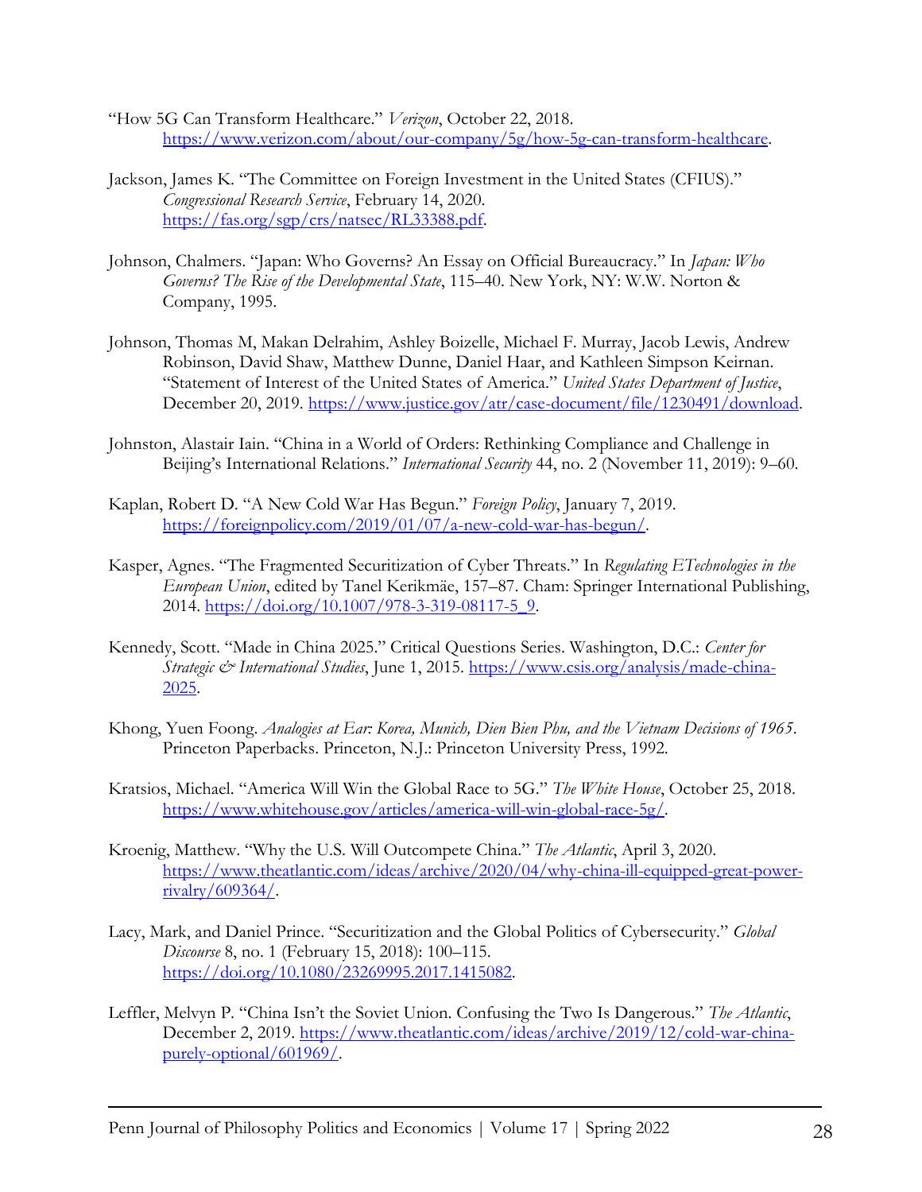"How 5G Can Transform Healthcare." *Verizon*, October 22, 2018. https://www.verizon.com/about/our-company/5g/how-5g-can-transform-healthcare.

Jackson, James K. "The Committee on Foreign Investment in the United States (CFIUS)." *Congressional Research Service*, February 14, 2020. https://fas.org/sgp/crs/natsec/RL33388.pdf.

Johnson, Chalmers. "Japan: Who Governs? An Essay on Official Bureaucracy." In *Japan: Who Governs? The Rise of the Developmental State*, 115–40. New York, NY: W.W. Norton & Company, 1995.

Johnson, Thomas M, Makan Delrahim, Ashley Boizelle, Michael F. Murray, Jacob Lewis, Andrew Robinson, David Shaw, Matthew Dunne, Daniel Haar, and Kathleen Simpson Keirnan. "Statement of Interest of the United States of America." *United States Department of Justice*, December 20, 2019. https://www.justice.gov/atr/case-document/file/1230491/download.

Johnston, Alastair Iain. "China in a World of Orders: Rethinking Compliance and Challenge in Beijing's International Relations." *International Security* 44, no. 2 (November 11, 2019): 9–60.

Kaplan, Robert D. "A New Cold War Has Begun." *Foreign Policy*, January 7, 2019. https://foreignpolicy.com/2019/01/07/a-new-cold-war-has-begun/.

Kasper, Agnes. "The Fragmented Securitization of Cyber Threats." In *Regulating ETechnologies in the European Union*, edited by Tanel Kerikmäe, 157–87. Cham: Springer International Publishing, 2014. https://doi.org/10.1007/978-3-319-08117-5_9.

Kennedy, Scott. "Made in China 2025." Critical Questions Series. Washington, D.C.: *Center for Strategic & International Studies*, June 1, 2015. https://www.csis.org/analysis/made-china-2025.

Khong, Yuen Foong. *Analogies at Ear: Korea, Munich, Dien Bien Phu, and the Vietnam Decisions of 1965*. Princeton Paperbacks. Princeton, N.J.: Princeton University Press, 1992.

Kratsios, Michael. "America Will Win the Global Race to 5G." *The White House*, October 25, 2018. https://www.whitehouse.gov/articles/america-will-win-global-race-5g/.

Kroenig, Matthew. "Why the U.S. Will Outcompete China." *The Atlantic*, April 3, 2020. https://www.theatlantic.com/ideas/archive/2020/04/why-china-ill-equipped-great-power-rivalry/609364/.

Lacy, Mark, and Daniel Prince. "Securitization and the Global Politics of Cybersecurity." *Global Discourse* 8, no. 1 (February 15, 2018): 100–115. https://doi.org/10.1080/23269995.2017.1415082.

Leffler, Melvyn P. "China Isn't the Soviet Union. Confusing the Two Is Dangerous." *The Atlantic*, December 2, 2019. https://www.theatlantic.com/ideas/archive/2019/12/cold-war-china-purely-optional/601969/.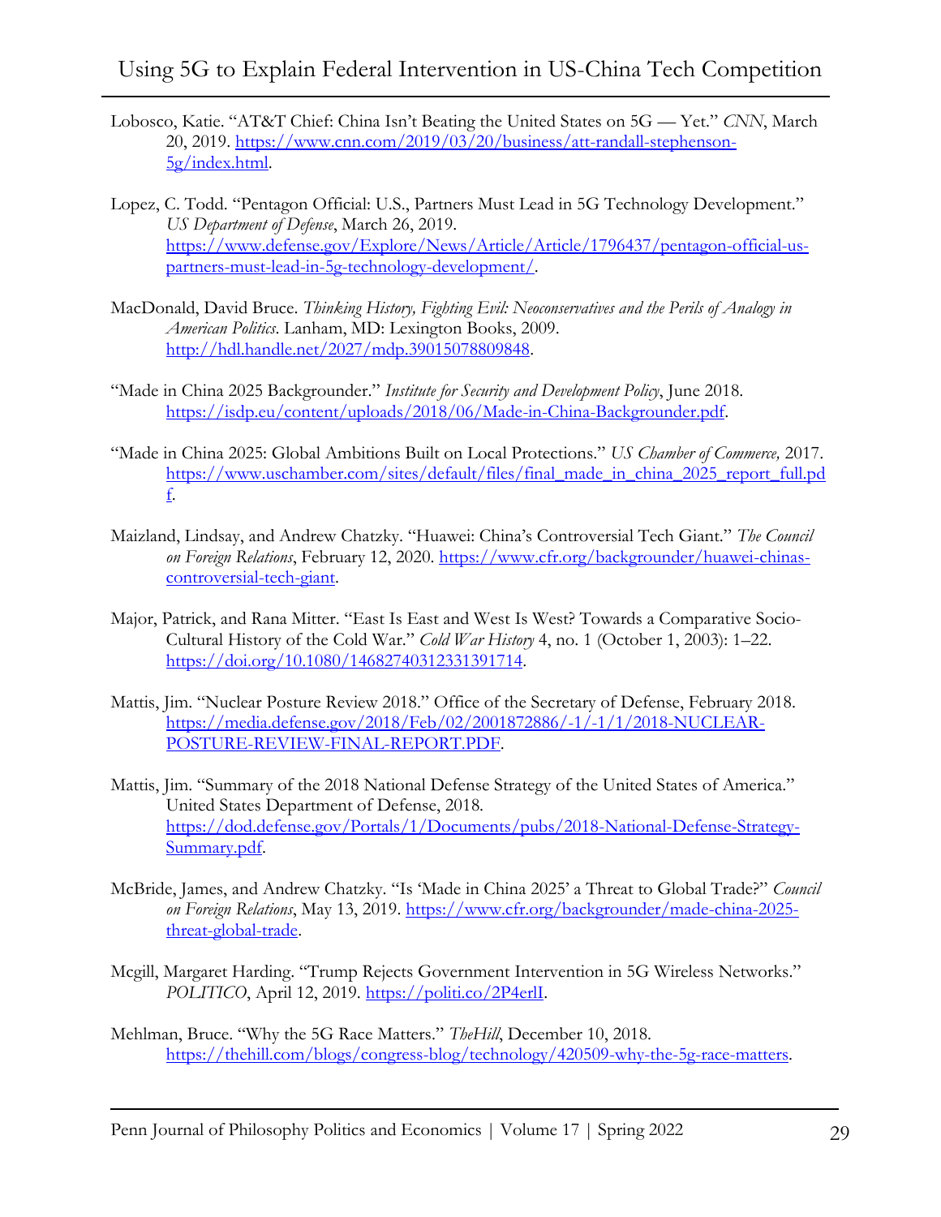Lobosco, Katie. "AT&T Chief: China Isn't Beating the United States on 5G — Yet." *CNN*, March 20, 2019. https://www.cnn.com/2019/03/20/business/att-randall-stephenson-5g/index.html.

Lopez, C. Todd. "Pentagon Official: U.S., Partners Must Lead in 5G Technology Development." *US Department of Defense*, March 26, 2019. https://www.defense.gov/Explore/News/Article/Article/1796437/pentagon-official-us-partners-must-lead-in-5g-technology-development/.

MacDonald, David Bruce. *Thinking History, Fighting Evil: Neoconservatives and the Perils of Analogy in American Politics*. Lanham, MD: Lexington Books, 2009. http://hdl.handle.net/2027/mdp.39015078809848.

"Made in China 2025 Backgrounder." *Institute for Security and Development Policy*, June 2018. https://isdp.eu/content/uploads/2018/06/Made-in-China-Backgrounder.pdf.

"Made in China 2025: Global Ambitions Built on Local Protections." *US Chamber of Commerce,* 2017. https://www.uschamber.com/sites/default/files/final_made_in_china_2025_report_full.pdf.

Maizland, Lindsay, and Andrew Chatzky. "Huawei: China's Controversial Tech Giant." *The Council on Foreign Relations*, February 12, 2020. https://www.cfr.org/backgrounder/huawei-chinas-controversial-tech-giant.

Major, Patrick, and Rana Mitter. "East Is East and West Is West? Towards a Comparative Socio-Cultural History of the Cold War." *Cold War History* 4, no. 1 (October 1, 2003): 1–22. https://doi.org/10.1080/14682740312331391714.

Mattis, Jim. "Nuclear Posture Review 2018." Office of the Secretary of Defense, February 2018. https://media.defense.gov/2018/Feb/02/2001872886/-1/-1/1/2018-NUCLEAR-POSTURE-REVIEW-FINAL-REPORT.PDF.

Mattis, Jim. "Summary of the 2018 National Defense Strategy of the United States of America." United States Department of Defense, 2018. https://dod.defense.gov/Portals/1/Documents/pubs/2018-National-Defense-Strategy-Summary.pdf.

McBride, James, and Andrew Chatzky. "Is 'Made in China 2025' a Threat to Global Trade?" *Council on Foreign Relations*, May 13, 2019. https://www.cfr.org/backgrounder/made-china-2025-threat-global-trade.

Mcgill, Margaret Harding. "Trump Rejects Government Intervention in 5G Wireless Networks." *POLITICO*, April 12, 2019. https://politi.co/2P4erlI.

Mehlman, Bruce. "Why the 5G Race Matters." *TheHill*, December 10, 2018. https://thehill.com/blogs/congress-blog/technology/420509-why-the-5g-race-matters.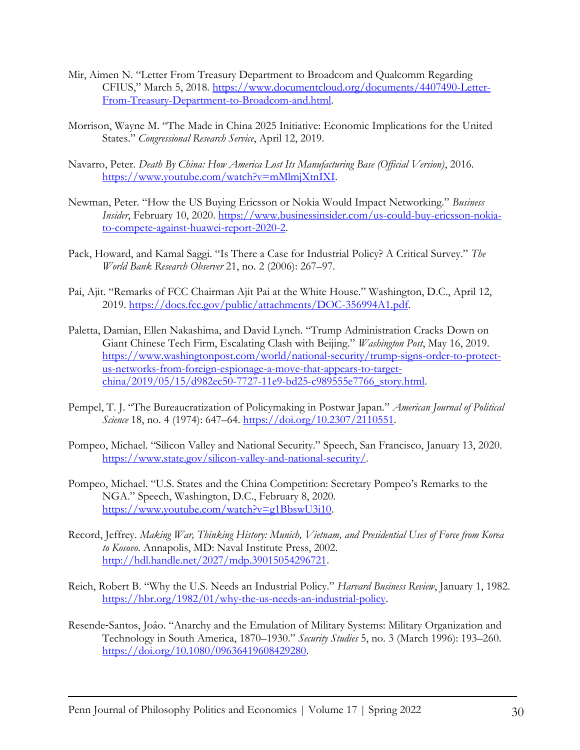Mir, Aimen N. "Letter From Treasury Department to Broadcom and Qualcomm Regarding CFIUS," March 5, 2018. https://www.documentcloud.org/documents/4407490-Letter-From-Treasury-Department-to-Broadcom-and.html.

Morrison, Wayne M. "The Made in China 2025 Initiative: Economic Implications for the United States." *Congressional Research Service*, April 12, 2019.

Navarro, Peter. *Death By China: How America Lost Its Manufacturing Base (Official Version)*, 2016. https://www.youtube.com/watch?v=mMlmjXtnIXI.

Newman, Peter. "How the US Buying Ericsson or Nokia Would Impact Networking." *Business Insider*, February 10, 2020. https://www.businessinsider.com/us-could-buy-ericsson-nokia-to-compete-against-huawei-report-2020-2.

Pack, Howard, and Kamal Saggi. "Is There a Case for Industrial Policy? A Critical Survey." *The World Bank Research Observer* 21, no. 2 (2006): 267–97.

Pai, Ajit. "Remarks of FCC Chairman Ajit Pai at the White House." Washington, D.C., April 12, 2019. https://docs.fcc.gov/public/attachments/DOC-356994A1.pdf.

Paletta, Damian, Ellen Nakashima, and David Lynch. "Trump Administration Cracks Down on Giant Chinese Tech Firm, Escalating Clash with Beijing." *Washington Post*, May 16, 2019. https://www.washingtonpost.com/world/national-security/trump-signs-order-to-protect-us-networks-from-foreign-espionage-a-move-that-appears-to-target-china/2019/05/15/d982ec50-7727-11e9-bd25-c989555e7766_story.html.

Pempel, T. J. "The Bureaucratization of Policymaking in Postwar Japan." *American Journal of Political Science* 18, no. 4 (1974): 647–64. https://doi.org/10.2307/2110551.

Pompeo, Michael. "Silicon Valley and National Security." Speech, San Francisco, January 13, 2020. https://www.state.gov/silicon-valley-and-national-security/.

Pompeo, Michael. "U.S. States and the China Competition: Secretary Pompeo's Remarks to the NGA." Speech, Washington, D.C., February 8, 2020. https://www.youtube.com/watch?v=g1BbswU3i10.

Record, Jeffrey. *Making War, Thinking History: Munich, Vietnam, and Presidential Uses of Force from Korea to Kosovo*. Annapolis, MD: Naval Institute Press, 2002. http://hdl.handle.net/2027/mdp.39015054296721.

Reich, Robert B. "Why the U.S. Needs an Industrial Policy." *Harvard Business Review*, January 1, 1982. https://hbr.org/1982/01/why-the-us-needs-an-industrial-policy.

Resende-Santos, Joâo. "Anarchy and the Emulation of Military Systems: Military Organization and Technology in South America, 1870–1930." *Security Studies* 5, no. 3 (March 1996): 193–260. https://doi.org/10.1080/09636419608429280.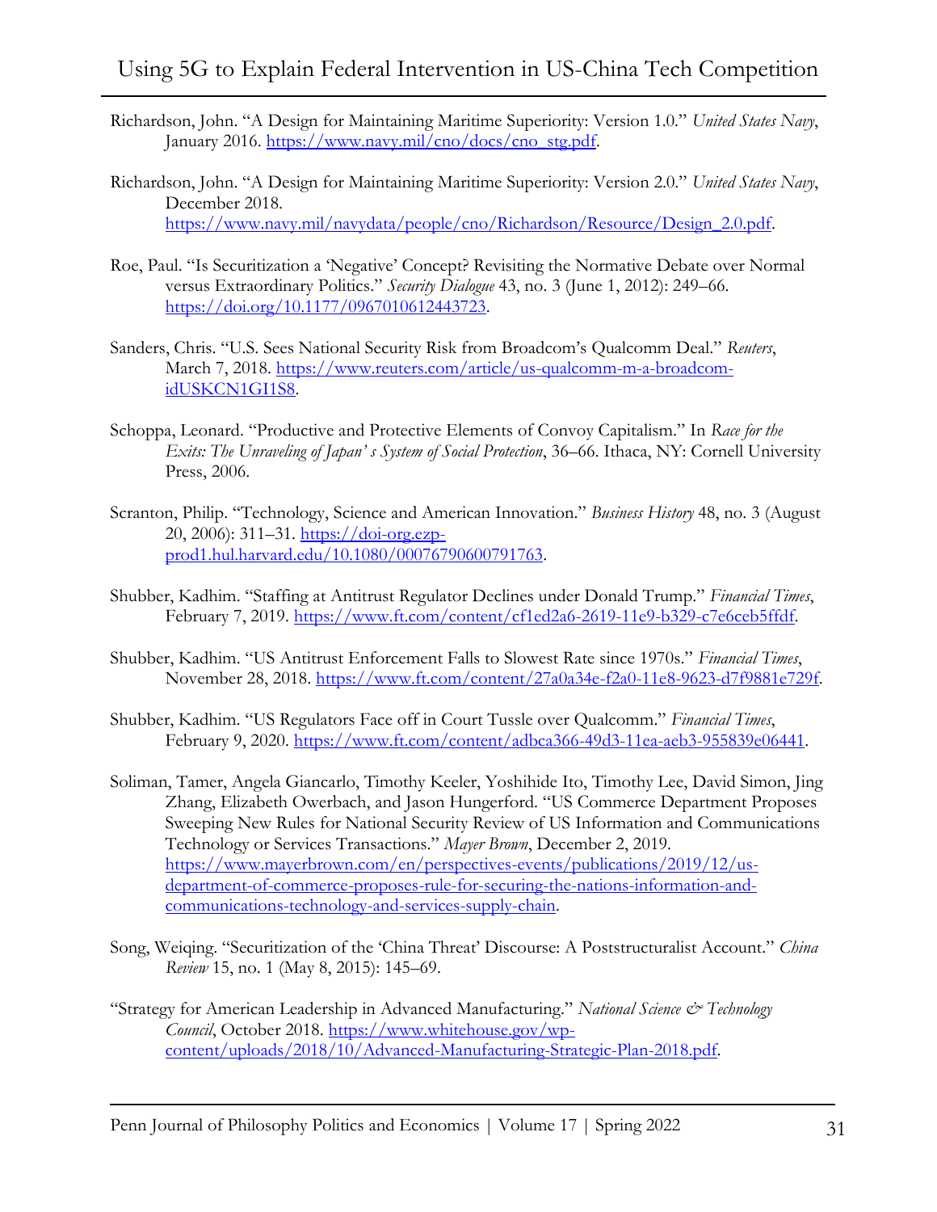Richardson, John. "A Design for Maintaining Maritime Superiority: Version 1.0." *United States Navy*, January 2016. https://www.navy.mil/cno/docs/cno_stg.pdf.

Richardson, John. "A Design for Maintaining Maritime Superiority: Version 2.0." *United States Navy*, December 2018. https://www.navy.mil/navydata/people/cno/Richardson/Resource/Design_2.0.pdf.

Roe, Paul. "Is Securitization a 'Negative' Concept? Revisiting the Normative Debate over Normal versus Extraordinary Politics." *Security Dialogue* 43, no. 3 (June 1, 2012): 249–66. https://doi.org/10.1177/0967010612443723.

Sanders, Chris. "U.S. Sees National Security Risk from Broadcom's Qualcomm Deal." *Reuters*, March 7, 2018. https://www.reuters.com/article/us-qualcomm-m-a-broadcom-idUSKCN1GI1S8.

Schoppa, Leonard. "Productive and Protective Elements of Convoy Capitalism." In *Race for the Exits: The Unraveling of Japan' s System of Social Protection*, 36–66. Ithaca, NY: Cornell University Press, 2006.

Scranton, Philip. "Technology, Science and American Innovation." *Business History* 48, no. 3 (August 20, 2006): 311–31. https://doi-org.ezp-prod1.hul.harvard.edu/10.1080/00076790600791763.

Shubber, Kadhim. "Staffing at Antitrust Regulator Declines under Donald Trump." *Financial Times*, February 7, 2019. https://www.ft.com/content/cf1ed2a6-2619-11e9-b329-c7e6ceb5ffdf.

Shubber, Kadhim. "US Antitrust Enforcement Falls to Slowest Rate since 1970s." *Financial Times*, November 28, 2018. https://www.ft.com/content/27a0a34e-f2a0-11e8-9623-d7f9881e729f.

Shubber, Kadhim. "US Regulators Face off in Court Tussle over Qualcomm." *Financial Times*, February 9, 2020. https://www.ft.com/content/adbca366-49d3-11ea-aeb3-955839e06441.

Soliman, Tamer, Angela Giancarlo, Timothy Keeler, Yoshihide Ito, Timothy Lee, David Simon, Jing Zhang, Elizabeth Owerbach, and Jason Hungerford. "US Commerce Department Proposes Sweeping New Rules for National Security Review of US Information and Communications Technology or Services Transactions." *Mayer Brown*, December 2, 2019. https://www.mayerbrown.com/en/perspectives-events/publications/2019/12/us-department-of-commerce-proposes-rule-for-securing-the-nations-information-and-communications-technology-and-services-supply-chain.

Song, Weiqing. "Securitization of the 'China Threat' Discourse: A Poststructuralist Account." *China Review* 15, no. 1 (May 8, 2015): 145–69.

"Strategy for American Leadership in Advanced Manufacturing." *National Science & Technology Council*, October 2018. https://www.whitehouse.gov/wp-content/uploads/2018/10/Advanced-Manufacturing-Strategic-Plan-2018.pdf.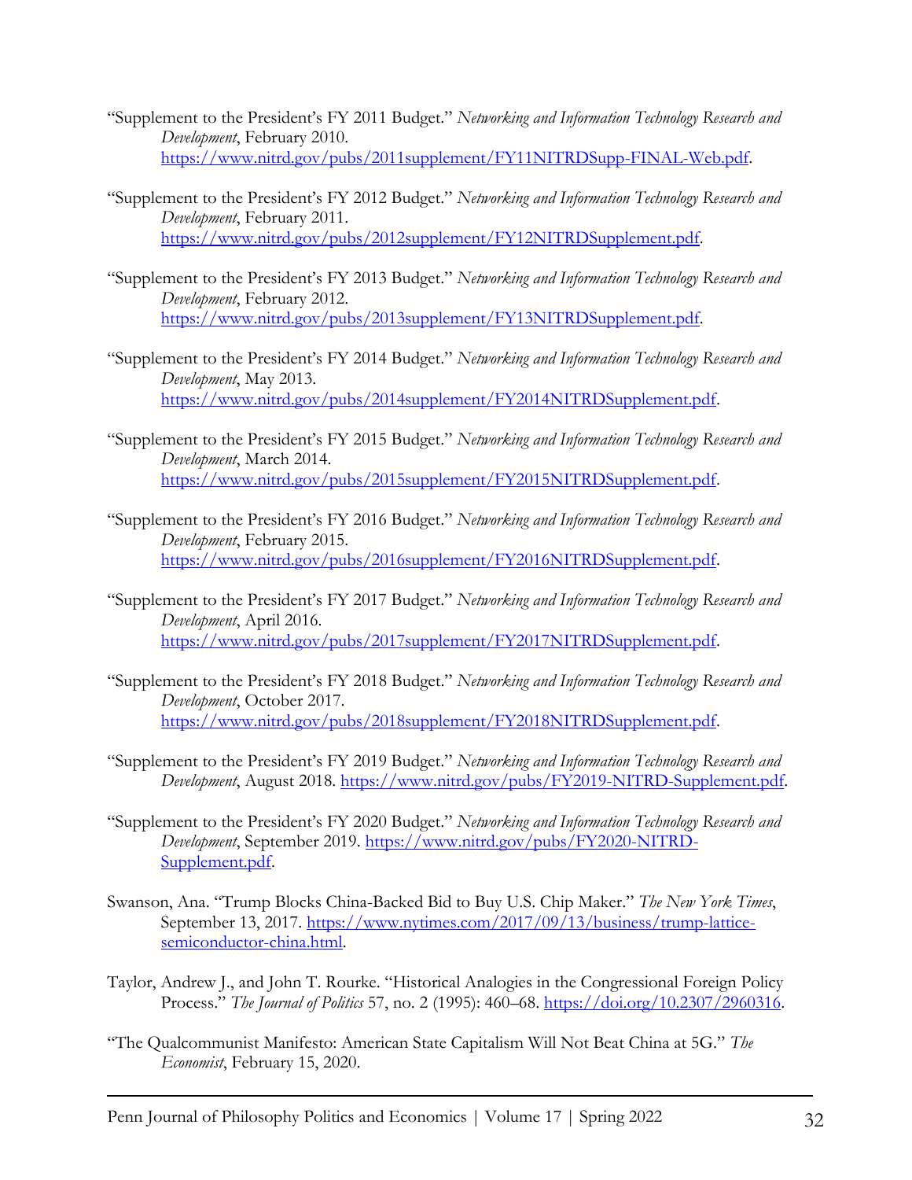"Supplement to the President's FY 2011 Budget." *Networking and Information Technology Research and Development*, February 2010. https://www.nitrd.gov/pubs/2011supplement/FY11NITRDSupp-FINAL-Web.pdf.

"Supplement to the President's FY 2012 Budget." *Networking and Information Technology Research and Development*, February 2011. https://www.nitrd.gov/pubs/2012supplement/FY12NITRDSupplement.pdf.

"Supplement to the President's FY 2013 Budget." *Networking and Information Technology Research and Development*, February 2012. https://www.nitrd.gov/pubs/2013supplement/FY13NITRDSupplement.pdf.

"Supplement to the President's FY 2014 Budget." *Networking and Information Technology Research and Development*, May 2013. https://www.nitrd.gov/pubs/2014supplement/FY2014NITRDSupplement.pdf.

"Supplement to the President's FY 2015 Budget." *Networking and Information Technology Research and Development*, March 2014. https://www.nitrd.gov/pubs/2015supplement/FY2015NITRDSupplement.pdf.

"Supplement to the President's FY 2016 Budget." *Networking and Information Technology Research and Development*, February 2015. https://www.nitrd.gov/pubs/2016supplement/FY2016NITRDSupplement.pdf.

"Supplement to the President's FY 2017 Budget." *Networking and Information Technology Research and Development*, April 2016. https://www.nitrd.gov/pubs/2017supplement/FY2017NITRDSupplement.pdf.

"Supplement to the President's FY 2018 Budget." *Networking and Information Technology Research and Development*, October 2017. https://www.nitrd.gov/pubs/2018supplement/FY2018NITRDSupplement.pdf.

"Supplement to the President's FY 2019 Budget." *Networking and Information Technology Research and Development*, August 2018. https://www.nitrd.gov/pubs/FY2019-NITRD-Supplement.pdf.

"Supplement to the President's FY 2020 Budget." *Networking and Information Technology Research and Development*, September 2019. https://www.nitrd.gov/pubs/FY2020-NITRD-Supplement.pdf.

Swanson, Ana. "Trump Blocks China-Backed Bid to Buy U.S. Chip Maker." *The New York Times*, September 13, 2017. https://www.nytimes.com/2017/09/13/business/trump-lattice-semiconductor-china.html.

Taylor, Andrew J., and John T. Rourke. "Historical Analogies in the Congressional Foreign Policy Process." *The Journal of Politics* 57, no. 2 (1995): 460–68. https://doi.org/10.2307/2960316.

"The Qualcommunist Manifesto: American State Capitalism Will Not Beat China at 5G." *The Economist*, February 15, 2020.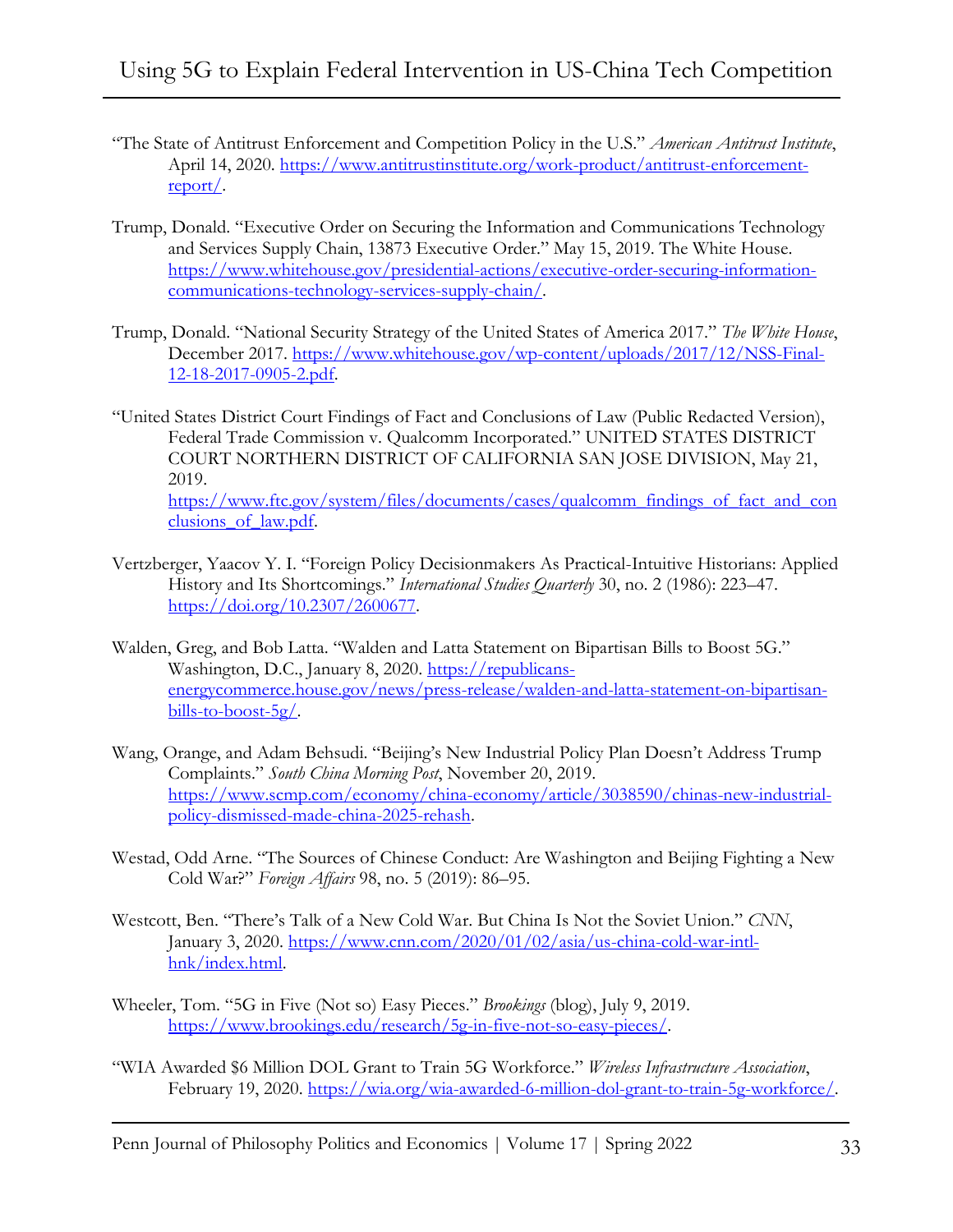"The State of Antitrust Enforcement and Competition Policy in the U.S." *American Antitrust Institute*, April 14, 2020. https://www.antitrustinstitute.org/work-product/antitrust-enforcement-report/.

Trump, Donald. "Executive Order on Securing the Information and Communications Technology and Services Supply Chain, 13873 Executive Order." May 15, 2019. The White House. https://www.whitehouse.gov/presidential-actions/executive-order-securing-information-communications-technology-services-supply-chain/.

Trump, Donald. "National Security Strategy of the United States of America 2017." *The White House*, December 2017. https://www.whitehouse.gov/wp-content/uploads/2017/12/NSS-Final-12-18-2017-0905-2.pdf.

"United States District Court Findings of Fact and Conclusions of Law (Public Redacted Version), Federal Trade Commission v. Qualcomm Incorporated." UNITED STATES DISTRICT COURT NORTHERN DISTRICT OF CALIFORNIA SAN JOSE DIVISION, May 21, 2019. https://www.ftc.gov/system/files/documents/cases/qualcomm_findings_of_fact_and_conclusions_of_law.pdf.

Vertzberger, Yaacov Y. I. "Foreign Policy Decisionmakers As Practical-Intuitive Historians: Applied History and Its Shortcomings." *International Studies Quarterly* 30, no. 2 (1986): 223–47. https://doi.org/10.2307/2600677.

Walden, Greg, and Bob Latta. "Walden and Latta Statement on Bipartisan Bills to Boost 5G." Washington, D.C., January 8, 2020. https://republicans-energycommerce.house.gov/news/press-release/walden-and-latta-statement-on-bipartisan-bills-to-boost-5g/.

Wang, Orange, and Adam Behsudi. "Beijing's New Industrial Policy Plan Doesn't Address Trump Complaints." *South China Morning Post*, November 20, 2019. https://www.scmp.com/economy/china-economy/article/3038590/chinas-new-industrial-policy-dismissed-made-china-2025-rehash.

Westad, Odd Arne. "The Sources of Chinese Conduct: Are Washington and Beijing Fighting a New Cold War?" *Foreign Affairs* 98, no. 5 (2019): 86–95.

Westcott, Ben. "There's Talk of a New Cold War. But China Is Not the Soviet Union." *CNN*, January 3, 2020. https://www.cnn.com/2020/01/02/asia/us-china-cold-war-intl-hnk/index.html.

Wheeler, Tom. "5G in Five (Not so) Easy Pieces." *Brookings* (blog), July 9, 2019. https://www.brookings.edu/research/5g-in-five-not-so-easy-pieces/.

"WIA Awarded $6 Million DOL Grant to Train 5G Workforce." *Wireless Infrastructure Association*, February 19, 2020. https://wia.org/wia-awarded-6-million-dol-grant-to-train-5g-workforce/.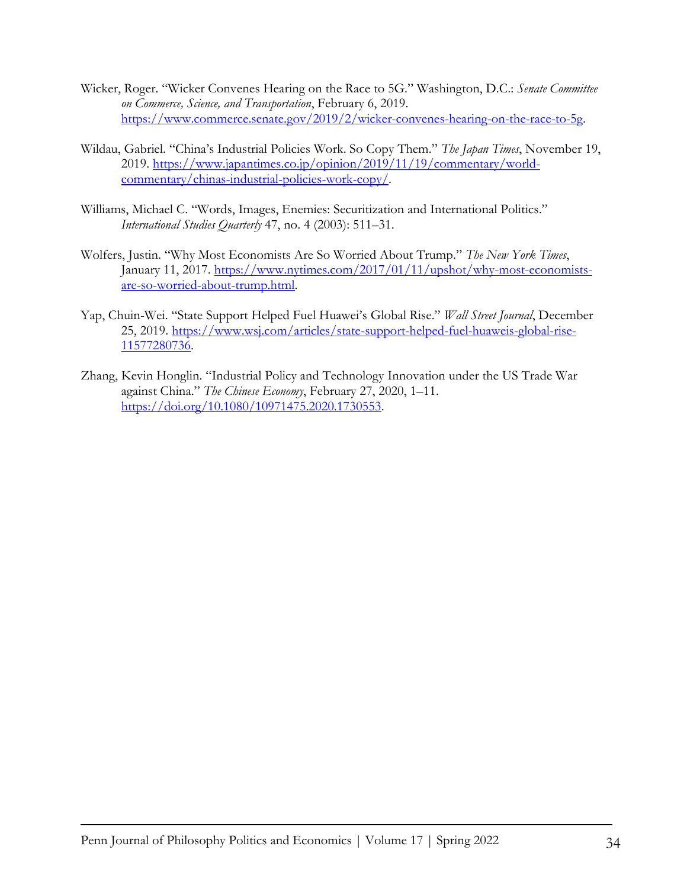Wicker, Roger. "Wicker Convenes Hearing on the Race to 5G." Washington, D.C.: *Senate Committee on Commerce, Science, and Transportation*, February 6, 2019. https://www.commerce.senate.gov/2019/2/wicker-convenes-hearing-on-the-race-to-5g.

Wildau, Gabriel. "China's Industrial Policies Work. So Copy Them." *The Japan Times*, November 19, 2019. https://www.japantimes.co.jp/opinion/2019/11/19/commentary/world-commentary/chinas-industrial-policies-work-copy/.

Williams, Michael C. "Words, Images, Enemies: Securitization and International Politics." *International Studies Quarterly* 47, no. 4 (2003): 511–31.

Wolfers, Justin. "Why Most Economists Are So Worried About Trump." *The New York Times*, January 11, 2017. https://www.nytimes.com/2017/01/11/upshot/why-most-economists-are-so-worried-about-trump.html.

Yap, Chuin-Wei. "State Support Helped Fuel Huawei's Global Rise." *Wall Street Journal*, December 25, 2019. https://www.wsj.com/articles/state-support-helped-fuel-huaweis-global-rise-11577280736.

Zhang, Kevin Honglin. "Industrial Policy and Technology Innovation under the US Trade War against China." *The Chinese Economy*, February 27, 2020, 1–11. https://doi.org/10.1080/10971475.2020.1730553.